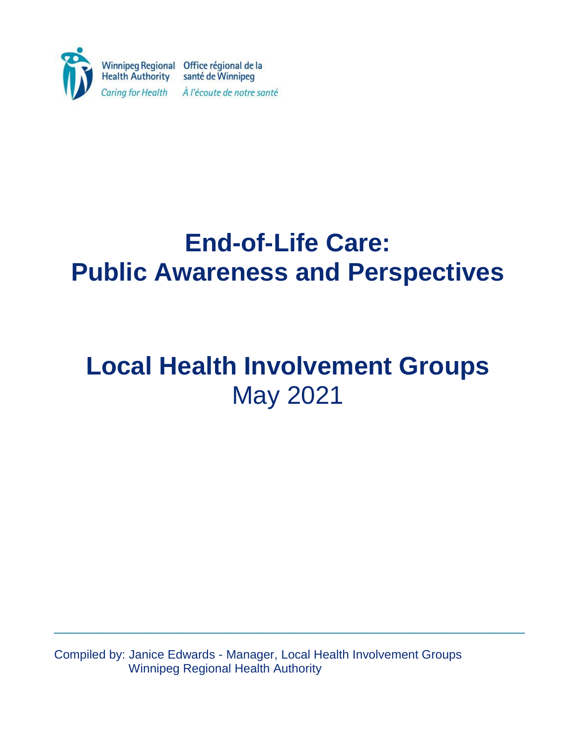Winnipeg Regional Health Authority | Office régional de la santé de Winnipeg

*Caring for Health* | *À l'écoute de notre santé*

# End-of-Life Care: Public Awareness and Perspectives

# Local Health Involvement Groups

May 2021

Compiled by: Janice Edwards - Manager, Local Health Involvement Groups
Winnipeg Regional Health Authority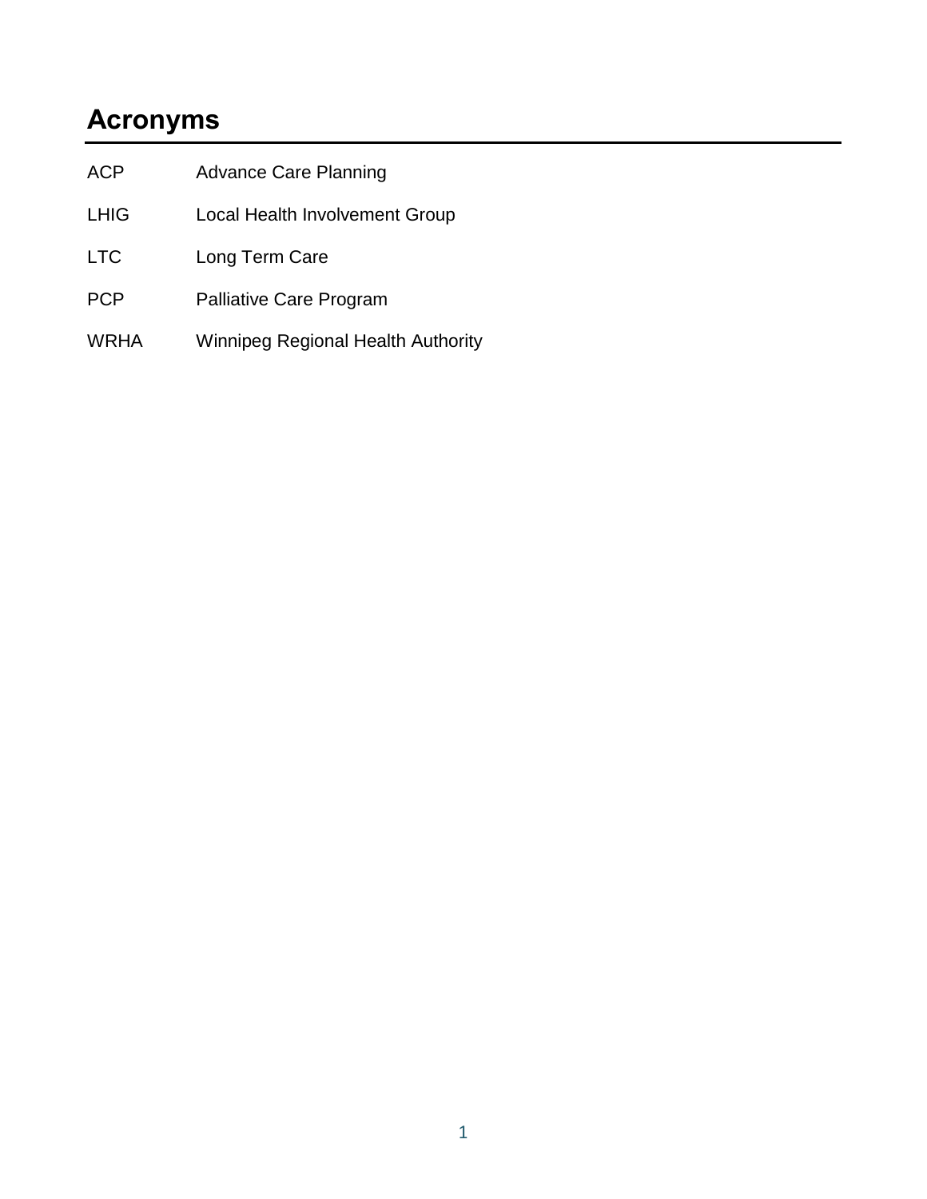## Acronyms

| | |
|---|---|
| ACP | Advance Care Planning |
| LHIG | Local Health Involvement Group |
| LTC | Long Term Care |
| PCP | Palliative Care Program |
| WRHA | Winnipeg Regional Health Authority |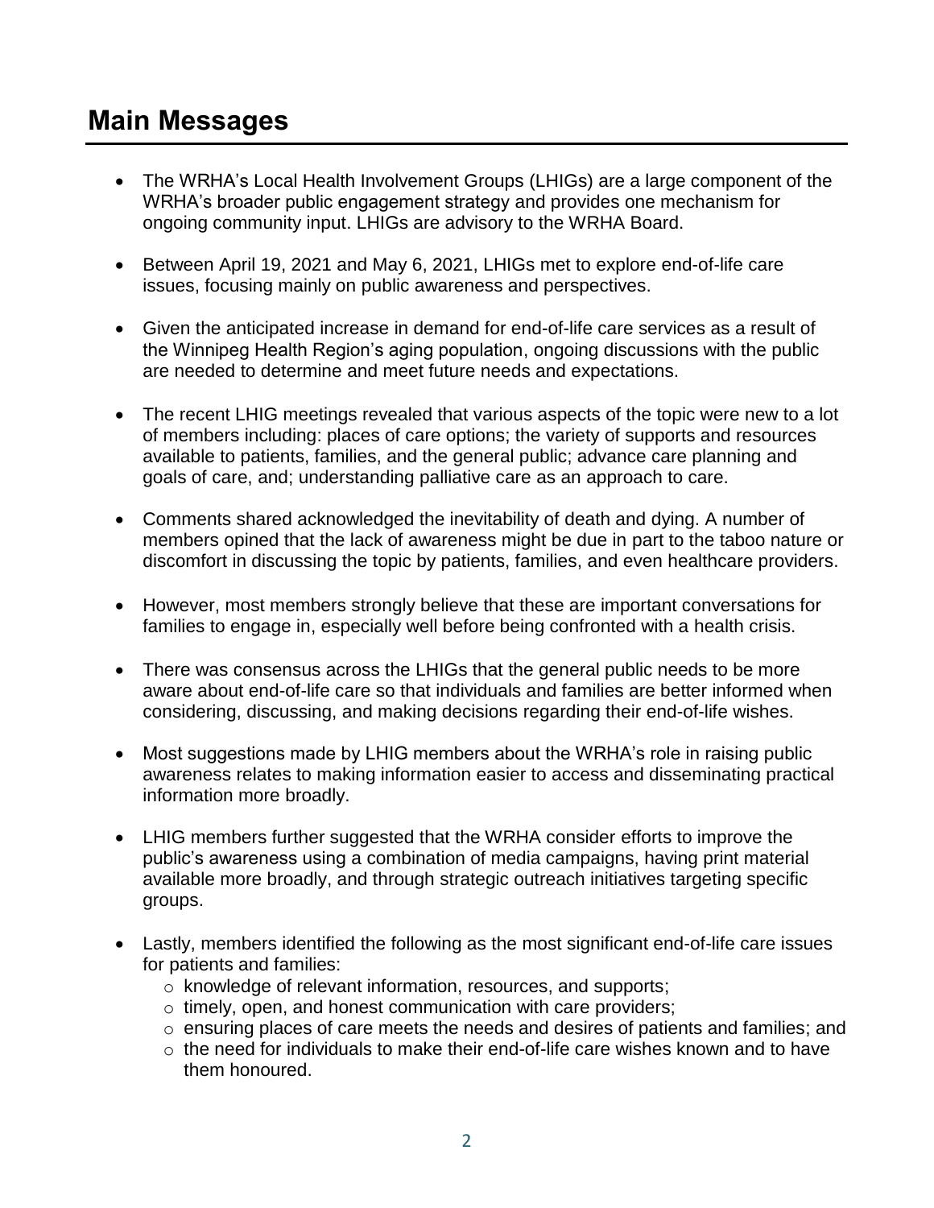# Main Messages

- The WRHA's Local Health Involvement Groups (LHIGs) are a large component of the WRHA's broader public engagement strategy and provides one mechanism for ongoing community input. LHIGs are advisory to the WRHA Board.
- Between April 19, 2021 and May 6, 2021, LHIGs met to explore end-of-life care issues, focusing mainly on public awareness and perspectives.
- Given the anticipated increase in demand for end-of-life care services as a result of the Winnipeg Health Region's aging population, ongoing discussions with the public are needed to determine and meet future needs and expectations.
- The recent LHIG meetings revealed that various aspects of the topic were new to a lot of members including: places of care options; the variety of supports and resources available to patients, families, and the general public; advance care planning and goals of care, and; understanding palliative care as an approach to care.
- Comments shared acknowledged the inevitability of death and dying. A number of members opined that the lack of awareness might be due in part to the taboo nature or discomfort in discussing the topic by patients, families, and even healthcare providers.
- However, most members strongly believe that these are important conversations for families to engage in, especially well before being confronted with a health crisis.
- There was consensus across the LHIGs that the general public needs to be more aware about end-of-life care so that individuals and families are better informed when considering, discussing, and making decisions regarding their end-of-life wishes.
- Most suggestions made by LHIG members about the WRHA's role in raising public awareness relates to making information easier to access and disseminating practical information more broadly.
- LHIG members further suggested that the WRHA consider efforts to improve the public's awareness using a combination of media campaigns, having print material available more broadly, and through strategic outreach initiatives targeting specific groups.
- Lastly, members identified the following as the most significant end-of-life care issues for patients and families:
  - knowledge of relevant information, resources, and supports;
  - timely, open, and honest communication with care providers;
  - ensuring places of care meets the needs and desires of patients and families; and
  - the need for individuals to make their end-of-life care wishes known and to have them honoured.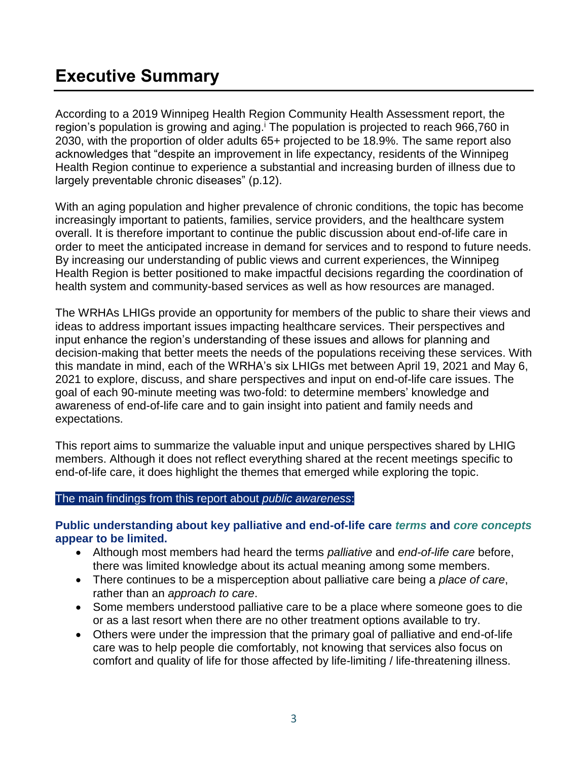# Executive Summary

According to a 2019 Winnipeg Health Region Community Health Assessment report, the region's population is growing and aging.[i] The population is projected to reach 966,760 in 2030, with the proportion of older adults 65+ projected to be 18.9%. The same report also acknowledges that "despite an improvement in life expectancy, residents of the Winnipeg Health Region continue to experience a substantial and increasing burden of illness due to largely preventable chronic diseases" (p.12).

With an aging population and higher prevalence of chronic conditions, the topic has become increasingly important to patients, families, service providers, and the healthcare system overall. It is therefore important to continue the public discussion about end-of-life care in order to meet the anticipated increase in demand for services and to respond to future needs. By increasing our understanding of public views and current experiences, the Winnipeg Health Region is better positioned to make impactful decisions regarding the coordination of health system and community-based services as well as how resources are managed.

The WRHAs LHIGs provide an opportunity for members of the public to share their views and ideas to address important issues impacting healthcare services. Their perspectives and input enhance the region's understanding of these issues and allows for planning and decision-making that better meets the needs of the populations receiving these services. With this mandate in mind, each of the WRHA's six LHIGs met between April 19, 2021 and May 6, 2021 to explore, discuss, and share perspectives and input on end-of-life care issues. The goal of each 90-minute meeting was two-fold: to determine members' knowledge and awareness of end-of-life care and to gain insight into patient and family needs and expectations.

This report aims to summarize the valuable input and unique perspectives shared by LHIG members. Although it does not reflect everything shared at the recent meetings specific to end-of-life care, it does highlight the themes that emerged while exploring the topic.

The main findings from this report about *public awareness*:

**Public understanding about key palliative and end-of-life care *terms* and *core concepts* appear to be limited.**

- Although most members had heard the terms *palliative* and *end-of-life care* before, there was limited knowledge about its actual meaning among some members.
- There continues to be a misperception about palliative care being a *place of care*, rather than an *approach to care*.
- Some members understood palliative care to be a place where someone goes to die or as a last resort when there are no other treatment options available to try.
- Others were under the impression that the primary goal of palliative and end-of-life care was to help people die comfortably, not knowing that services also focus on comfort and quality of life for those affected by life-limiting / life-threatening illness.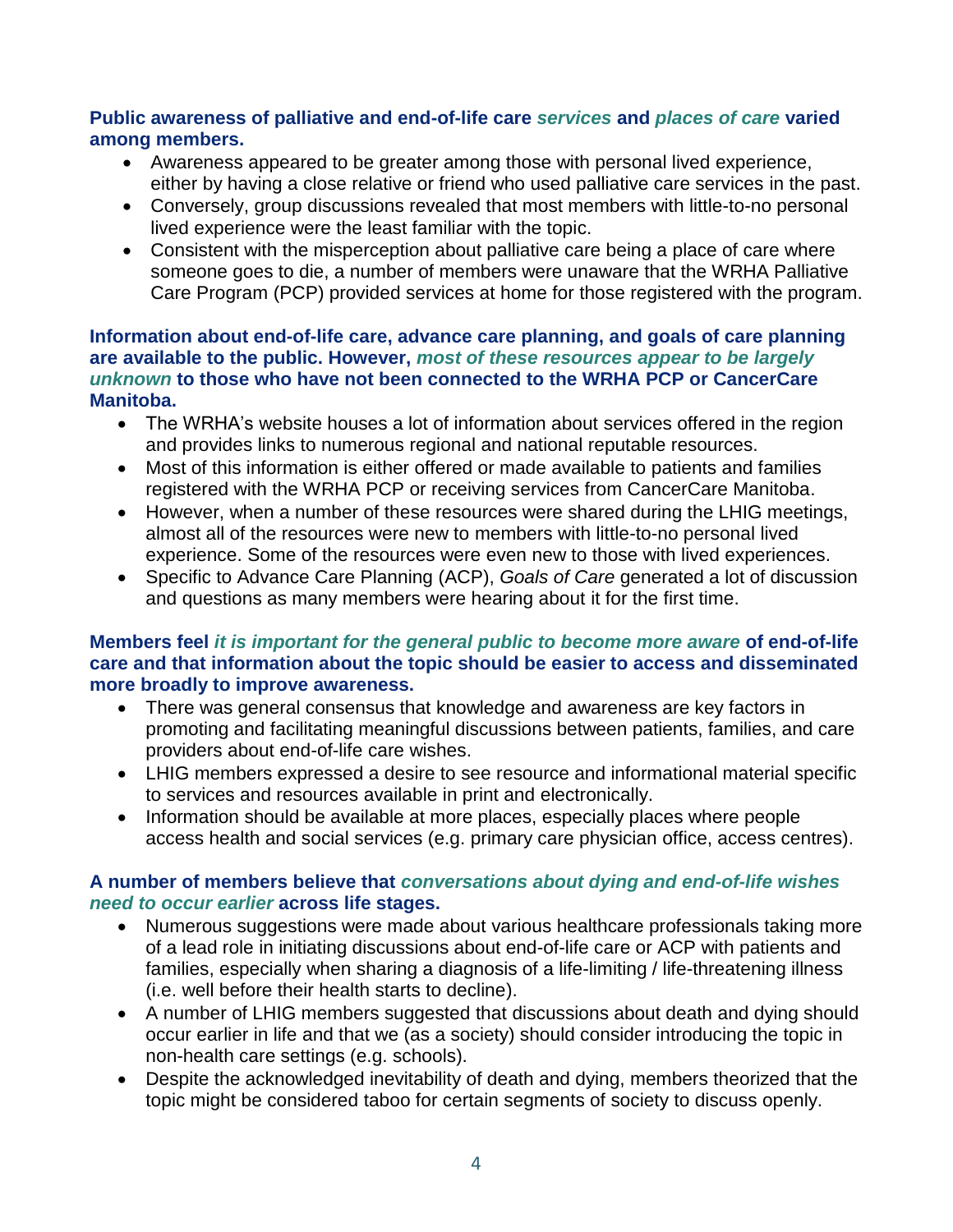**Public awareness of palliative and end-of-life care *services* and *places of care* varied among members.**

- Awareness appeared to be greater among those with personal lived experience, either by having a close relative or friend who used palliative care services in the past.
- Conversely, group discussions revealed that most members with little-to-no personal lived experience were the least familiar with the topic.
- Consistent with the misperception about palliative care being a place of care where someone goes to die, a number of members were unaware that the WRHA Palliative Care Program (PCP) provided services at home for those registered with the program.

**Information about end-of-life care, advance care planning, and goals of care planning are available to the public. However, *most of these resources appear to be largely unknown* to those who have not been connected to the WRHA PCP or CancerCare Manitoba.**

- The WRHA's website houses a lot of information about services offered in the region and provides links to numerous regional and national reputable resources.
- Most of this information is either offered or made available to patients and families registered with the WRHA PCP or receiving services from CancerCare Manitoba.
- However, when a number of these resources were shared during the LHIG meetings, almost all of the resources were new to members with little-to-no personal lived experience. Some of the resources were even new to those with lived experiences.
- Specific to Advance Care Planning (ACP), *Goals of Care* generated a lot of discussion and questions as many members were hearing about it for the first time.

**Members feel *it is important for the general public to become more aware* of end-of-life care and that information about the topic should be easier to access and disseminated more broadly to improve awareness.**

- There was general consensus that knowledge and awareness are key factors in promoting and facilitating meaningful discussions between patients, families, and care providers about end-of-life care wishes.
- LHIG members expressed a desire to see resource and informational material specific to services and resources available in print and electronically.
- Information should be available at more places, especially places where people access health and social services (e.g. primary care physician office, access centres).

**A number of members believe that *conversations about dying and end-of-life wishes need to occur earlier* across life stages.**

- Numerous suggestions were made about various healthcare professionals taking more of a lead role in initiating discussions about end-of-life care or ACP with patients and families, especially when sharing a diagnosis of a life-limiting / life-threatening illness (i.e. well before their health starts to decline).
- A number of LHIG members suggested that discussions about death and dying should occur earlier in life and that we (as a society) should consider introducing the topic in non-health care settings (e.g. schools).
- Despite the acknowledged inevitability of death and dying, members theorized that the topic might be considered taboo for certain segments of society to discuss openly.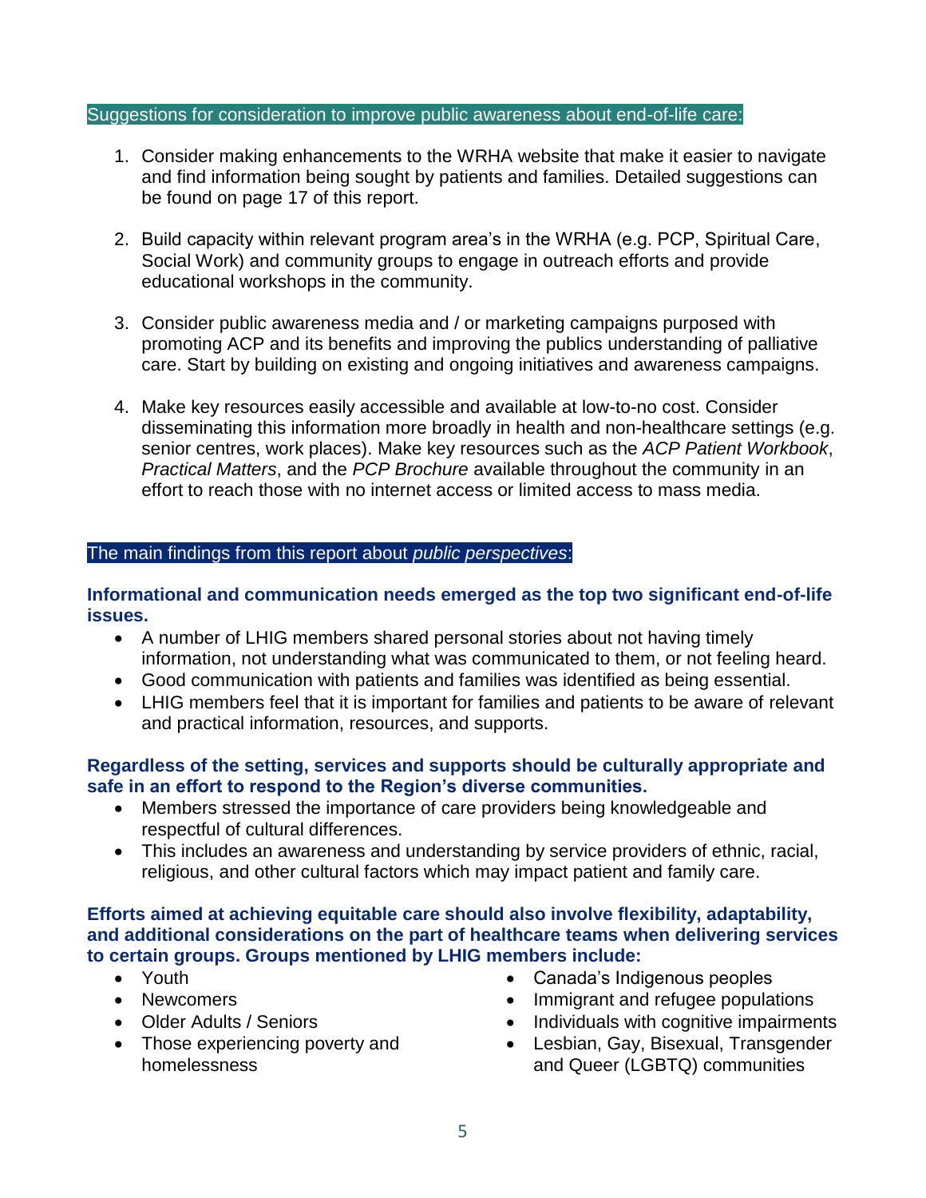## Suggestions for consideration to improve public awareness about end-of-life care:

1. Consider making enhancements to the WRHA website that make it easier to navigate and find information being sought by patients and families. Detailed suggestions can be found on page 17 of this report.

2. Build capacity within relevant program area's in the WRHA (e.g. PCP, Spiritual Care, Social Work) and community groups to engage in outreach efforts and provide educational workshops in the community.

3. Consider public awareness media and / or marketing campaigns purposed with promoting ACP and its benefits and improving the publics understanding of palliative care. Start by building on existing and ongoing initiatives and awareness campaigns.

4. Make key resources easily accessible and available at low-to-no cost. Consider disseminating this information more broadly in health and non-healthcare settings (e.g. senior centres, work places). Make key resources such as the *ACP Patient Workbook*, *Practical Matters*, and the *PCP Brochure* available throughout the community in an effort to reach those with no internet access or limited access to mass media.

## The main findings from this report about *public perspectives*:

**Informational and communication needs emerged as the top two significant end-of-life issues.**

- A number of LHIG members shared personal stories about not having timely information, not understanding what was communicated to them, or not feeling heard.
- Good communication with patients and families was identified as being essential.
- LHIG members feel that it is important for families and patients to be aware of relevant and practical information, resources, and supports.

**Regardless of the setting, services and supports should be culturally appropriate and safe in an effort to respond to the Region's diverse communities.**

- Members stressed the importance of care providers being knowledgeable and respectful of cultural differences.
- This includes an awareness and understanding by service providers of ethnic, racial, religious, and other cultural factors which may impact patient and family care.

**Efforts aimed at achieving equitable care should also involve flexibility, adaptability, and additional considerations on the part of healthcare teams when delivering services to certain groups. Groups mentioned by LHIG members include:**

- Youth
- Newcomers
- Older Adults / Seniors
- Those experiencing poverty and homelessness
- Canada's Indigenous peoples
- Immigrant and refugee populations
- Individuals with cognitive impairments
- Lesbian, Gay, Bisexual, Transgender and Queer (LGBTQ) communities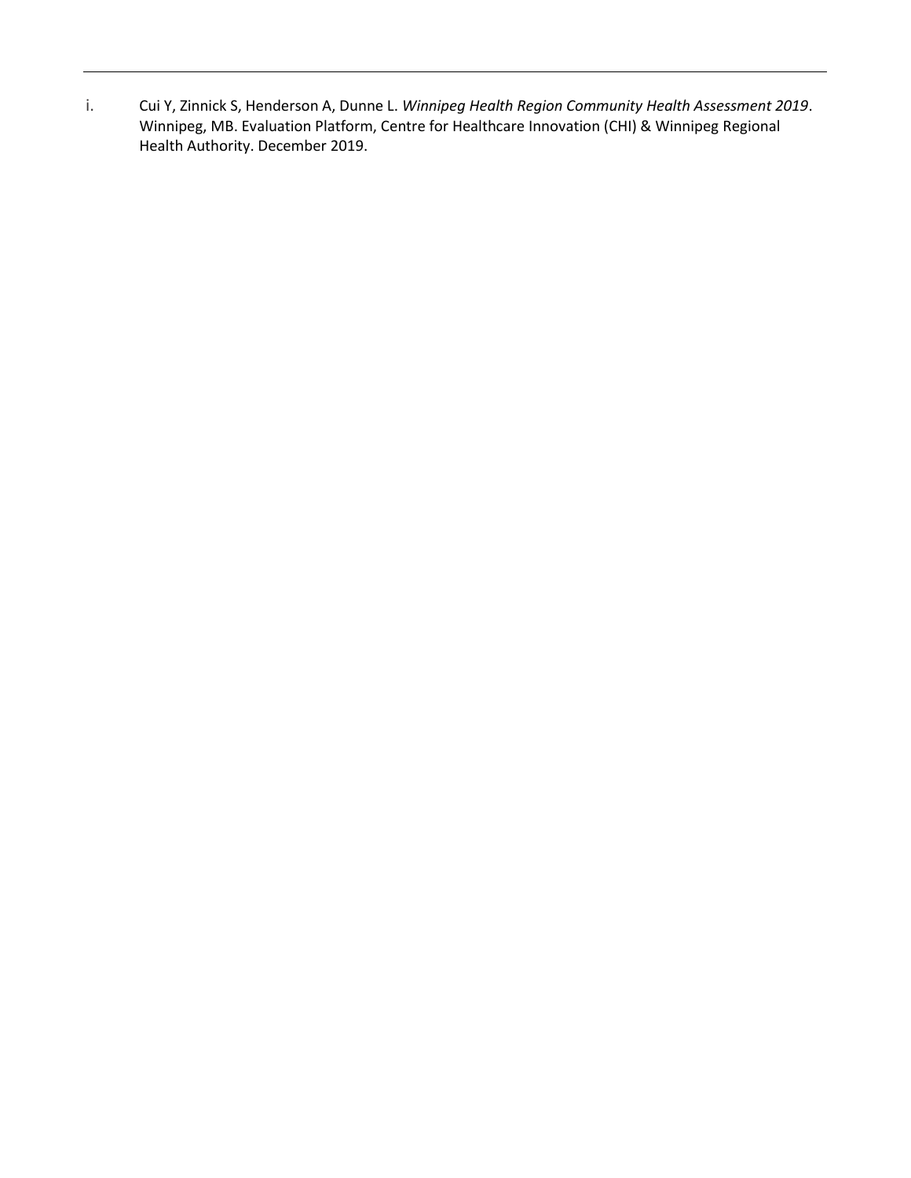---

i. Cui Y, Zinnick S, Henderson A, Dunne L. *Winnipeg Health Region Community Health Assessment 2019*. Winnipeg, MB. Evaluation Platform, Centre for Healthcare Innovation (CHI) & Winnipeg Regional Health Authority. December 2019.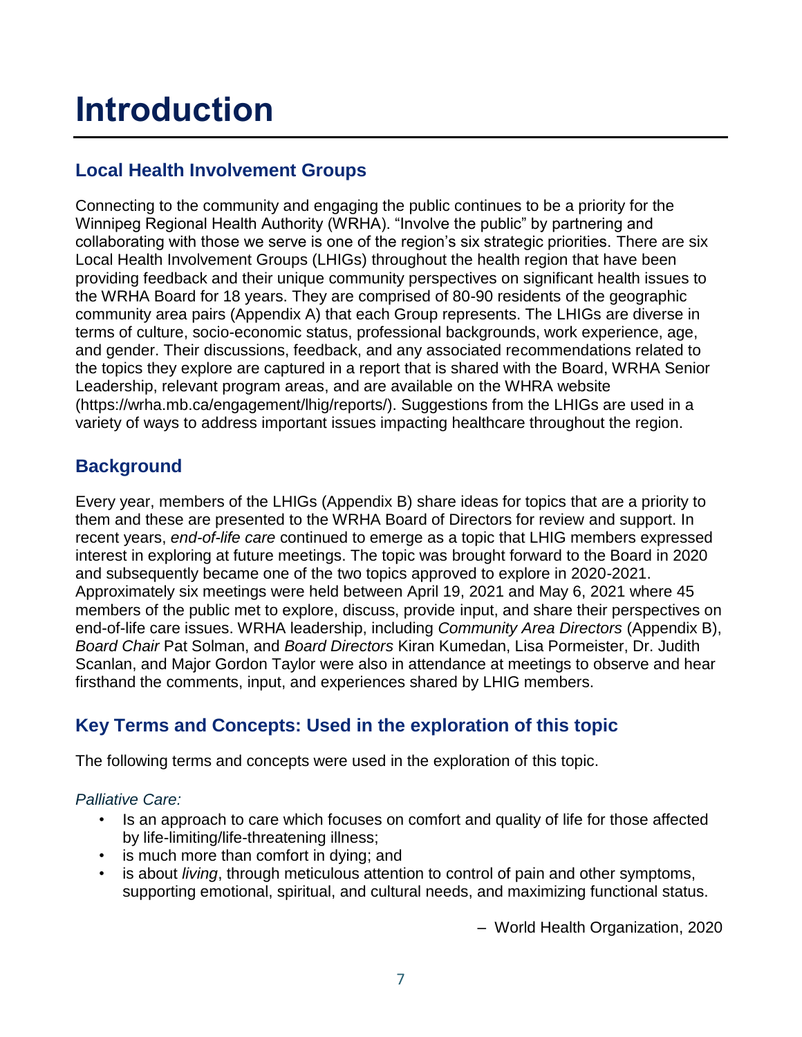# Introduction

## Local Health Involvement Groups

Connecting to the community and engaging the public continues to be a priority for the Winnipeg Regional Health Authority (WRHA). "Involve the public" by partnering and collaborating with those we serve is one of the region's six strategic priorities. There are six Local Health Involvement Groups (LHIGs) throughout the health region that have been providing feedback and their unique community perspectives on significant health issues to the WRHA Board for 18 years. They are comprised of 80-90 residents of the geographic community area pairs (Appendix A) that each Group represents. The LHIGs are diverse in terms of culture, socio-economic status, professional backgrounds, work experience, age, and gender. Their discussions, feedback, and any associated recommendations related to the topics they explore are captured in a report that is shared with the Board, WRHA Senior Leadership, relevant program areas, and are available on the WHRA website (https://wrha.mb.ca/engagement/lhig/reports/). Suggestions from the LHIGs are used in a variety of ways to address important issues impacting healthcare throughout the region.

## Background

Every year, members of the LHIGs (Appendix B) share ideas for topics that are a priority to them and these are presented to the WRHA Board of Directors for review and support. In recent years, *end-of-life care* continued to emerge as a topic that LHIG members expressed interest in exploring at future meetings. The topic was brought forward to the Board in 2020 and subsequently became one of the two topics approved to explore in 2020-2021. Approximately six meetings were held between April 19, 2021 and May 6, 2021 where 45 members of the public met to explore, discuss, provide input, and share their perspectives on end-of-life care issues. WRHA leadership, including *Community Area Directors* (Appendix B), *Board Chair* Pat Solman, and *Board Directors* Kiran Kumedan, Lisa Pormeister, Dr. Judith Scanlan, and Major Gordon Taylor were also in attendance at meetings to observe and hear firsthand the comments, input, and experiences shared by LHIG members.

## Key Terms and Concepts: Used in the exploration of this topic

The following terms and concepts were used in the exploration of this topic.

*Palliative Care:*

- Is an approach to care which focuses on comfort and quality of life for those affected by life-limiting/life-threatening illness;
- is much more than comfort in dying; and
- is about *living*, through meticulous attention to control of pain and other symptoms, supporting emotional, spiritual, and cultural needs, and maximizing functional status.

– World Health Organization, 2020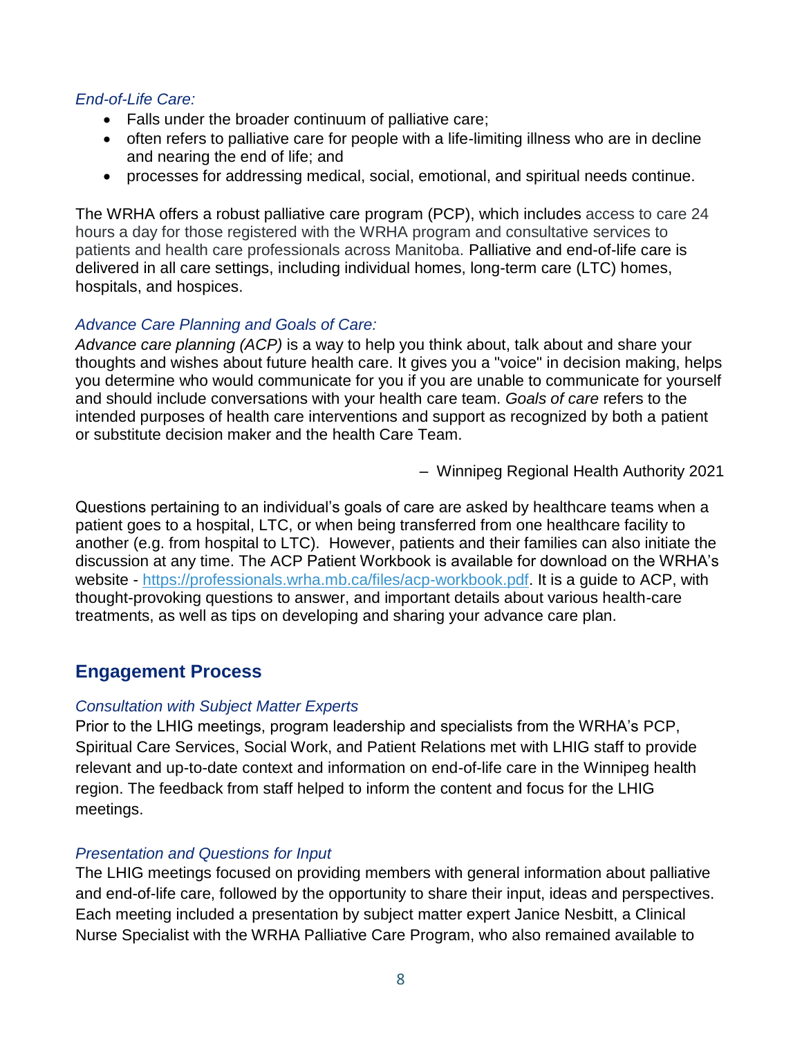*End-of-Life Care:*

- Falls under the broader continuum of palliative care;
- often refers to palliative care for people with a life-limiting illness who are in decline and nearing the end of life; and
- processes for addressing medical, social, emotional, and spiritual needs continue.

The WRHA offers a robust palliative care program (PCP), which includes access to care 24 hours a day for those registered with the WRHA program and consultative services to patients and health care professionals across Manitoba. Palliative and end-of-life care is delivered in all care settings, including individual homes, long-term care (LTC) homes, hospitals, and hospices.

*Advance Care Planning and Goals of Care:*

*Advance care planning (ACP)* is a way to help you think about, talk about and share your thoughts and wishes about future health care. It gives you a "voice" in decision making, helps you determine who would communicate for you if you are unable to communicate for yourself and should include conversations with your health care team. *Goals of care* refers to the intended purposes of health care interventions and support as recognized by both a patient or substitute decision maker and the health Care Team.

– Winnipeg Regional Health Authority 2021

Questions pertaining to an individual's goals of care are asked by healthcare teams when a patient goes to a hospital, LTC, or when being transferred from one healthcare facility to another (e.g. from hospital to LTC). However, patients and their families can also initiate the discussion at any time. The ACP Patient Workbook is available for download on the WRHA's website - [https://professionals.wrha.mb.ca/files/acp-workbook.pdf](https://professionals.wrha.mb.ca/files/acp-workbook.pdf). It is a guide to ACP, with thought-provoking questions to answer, and important details about various health-care treatments, as well as tips on developing and sharing your advance care plan.

## Engagement Process

*Consultation with Subject Matter Experts*

Prior to the LHIG meetings, program leadership and specialists from the WRHA's PCP, Spiritual Care Services, Social Work, and Patient Relations met with LHIG staff to provide relevant and up-to-date context and information on end-of-life care in the Winnipeg health region. The feedback from staff helped to inform the content and focus for the LHIG meetings.

*Presentation and Questions for Input*

The LHIG meetings focused on providing members with general information about palliative and end-of-life care, followed by the opportunity to share their input, ideas and perspectives. Each meeting included a presentation by subject matter expert Janice Nesbitt, a Clinical Nurse Specialist with the WRHA Palliative Care Program, who also remained available to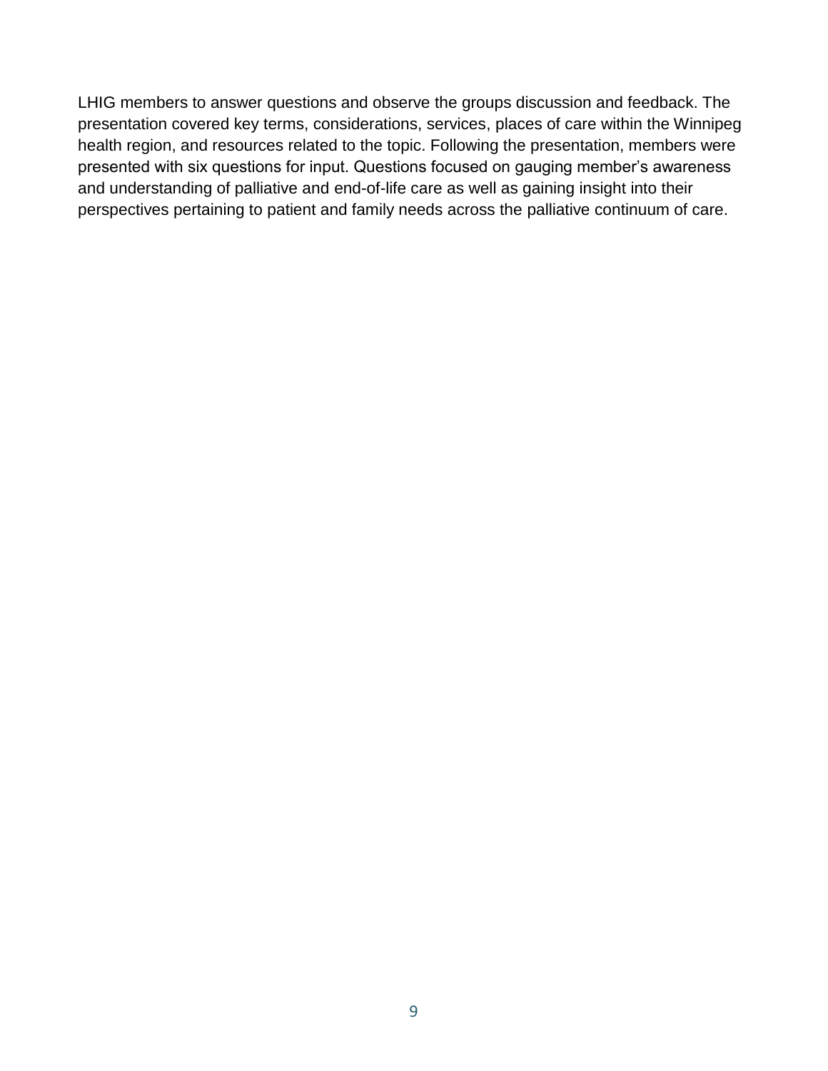LHIG members to answer questions and observe the groups discussion and feedback. The presentation covered key terms, considerations, services, places of care within the Winnipeg health region, and resources related to the topic. Following the presentation, members were presented with six questions for input. Questions focused on gauging member's awareness and understanding of palliative and end-of-life care as well as gaining insight into their perspectives pertaining to patient and family needs across the palliative continuum of care.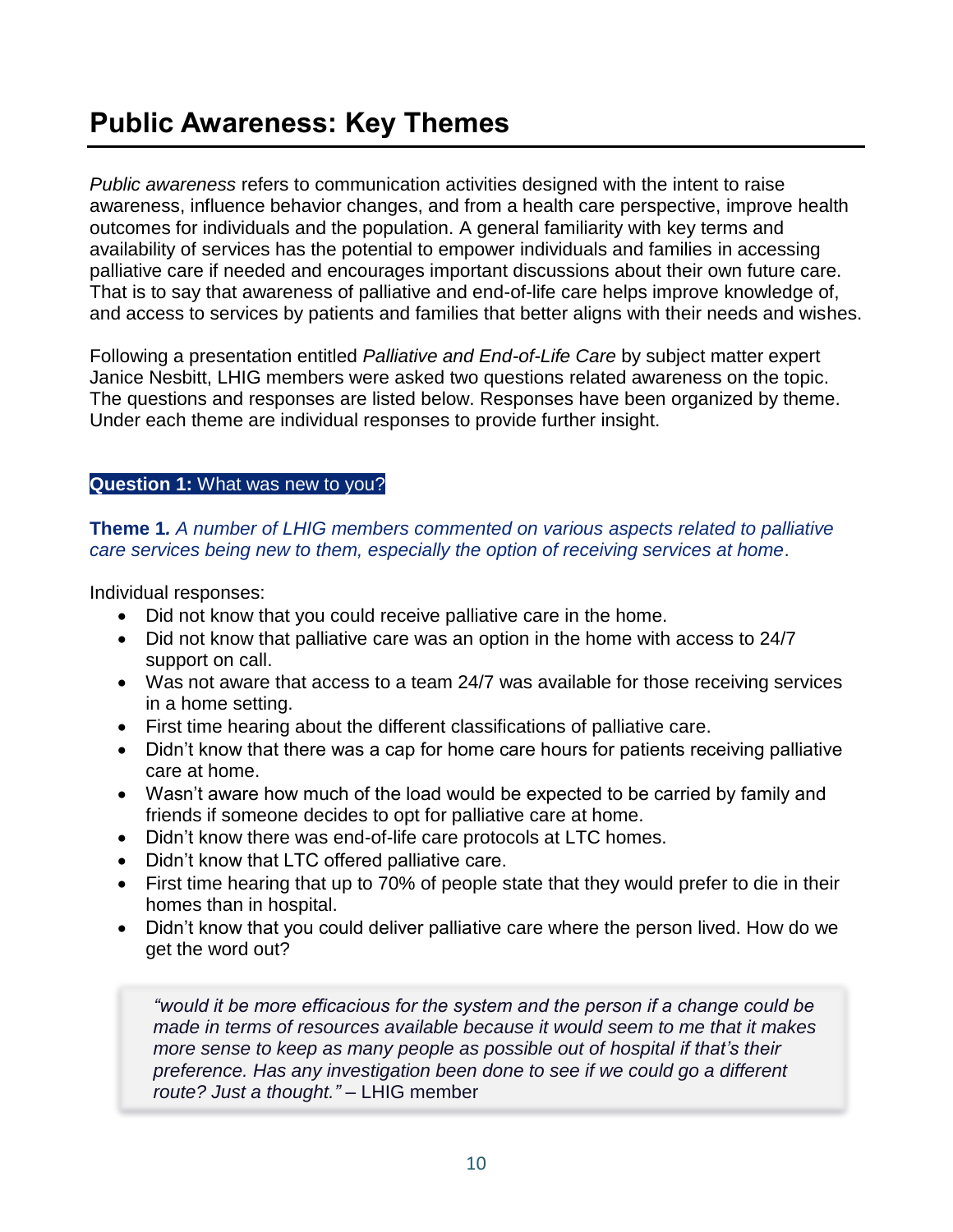# Public Awareness: Key Themes

*Public awareness* refers to communication activities designed with the intent to raise awareness, influence behavior changes, and from a health care perspective, improve health outcomes for individuals and the population. A general familiarity with key terms and availability of services has the potential to empower individuals and families in accessing palliative care if needed and encourages important discussions about their own future care. That is to say that awareness of palliative and end-of-life care helps improve knowledge of, and access to services by patients and families that better aligns with their needs and wishes.

Following a presentation entitled *Palliative and End-of-Life Care* by subject matter expert Janice Nesbitt, LHIG members were asked two questions related awareness on the topic. The questions and responses are listed below. Responses have been organized by theme. Under each theme are individual responses to provide further insight.

**Question 1:** What was new to you?

**Theme 1.** *A number of LHIG members commented on various aspects related to palliative care services being new to them, especially the option of receiving services at home*.

Individual responses:

- Did not know that you could receive palliative care in the home.
- Did not know that palliative care was an option in the home with access to 24/7 support on call.
- Was not aware that access to a team 24/7 was available for those receiving services in a home setting.
- First time hearing about the different classifications of palliative care.
- Didn't know that there was a cap for home care hours for patients receiving palliative care at home.
- Wasn't aware how much of the load would be expected to be carried by family and friends if someone decides to opt for palliative care at home.
- Didn't know there was end-of-life care protocols at LTC homes.
- Didn't know that LTC offered palliative care.
- First time hearing that up to 70% of people state that they would prefer to die in their homes than in hospital.
- Didn't know that you could deliver palliative care where the person lived. How do we get the word out?

> *"would it be more efficacious for the system and the person if a change could be made in terms of resources available because it would seem to me that it makes more sense to keep as many people as possible out of hospital if that's their preference. Has any investigation been done to see if we could go a different route? Just a thought."* – LHIG member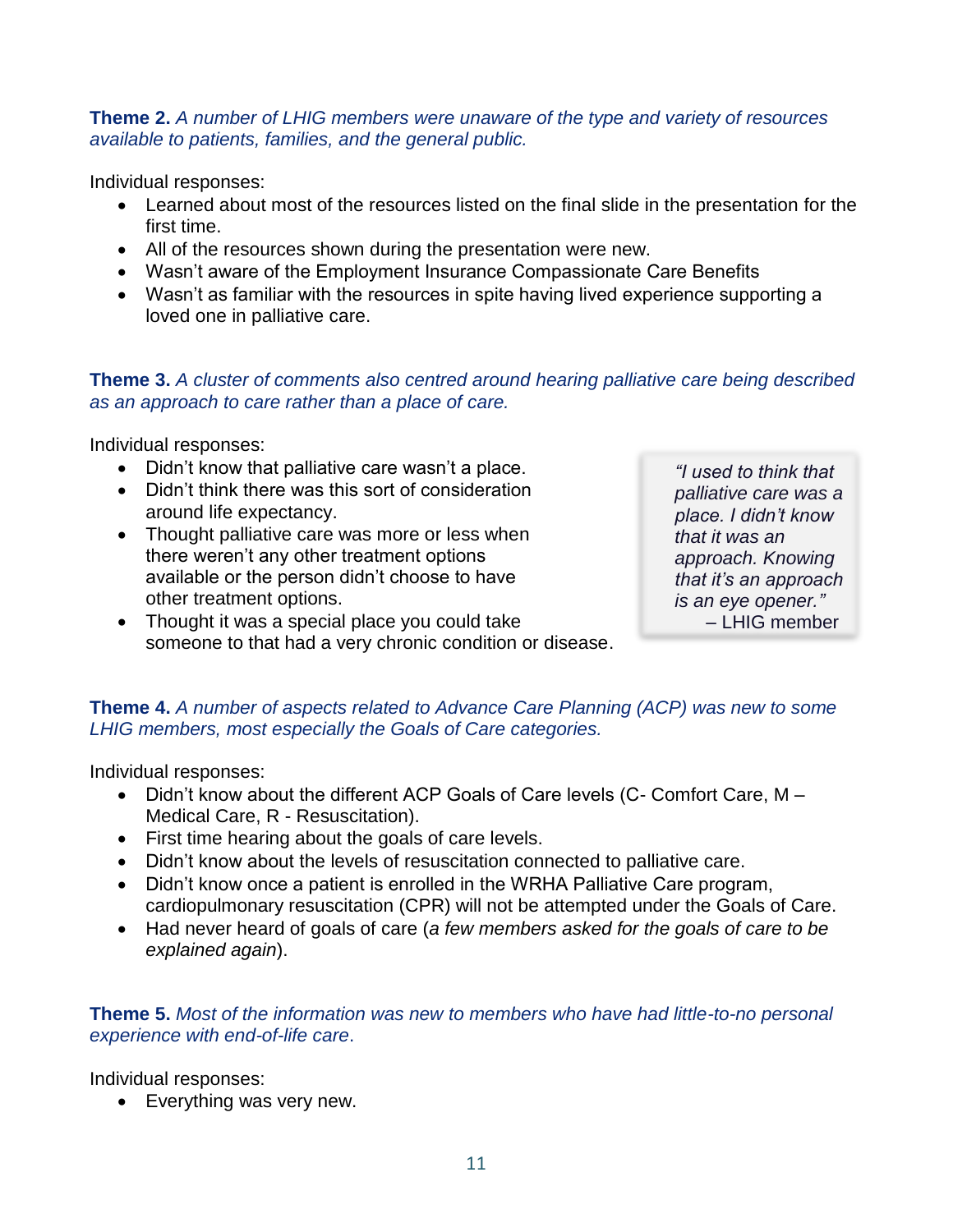**Theme 2.** *A number of LHIG members were unaware of the type and variety of resources available to patients, families, and the general public.*

Individual responses:

- Learned about most of the resources listed on the final slide in the presentation for the first time.
- All of the resources shown during the presentation were new.
- Wasn't aware of the Employment Insurance Compassionate Care Benefits
- Wasn't as familiar with the resources in spite having lived experience supporting a loved one in palliative care.

**Theme 3.** *A cluster of comments also centred around hearing palliative care being described as an approach to care rather than a place of care.*

Individual responses:

- Didn't know that palliative care wasn't a place.
- Didn't think there was this sort of consideration around life expectancy.
- Thought palliative care was more or less when there weren't any other treatment options available or the person didn't choose to have other treatment options.
- Thought it was a special place you could take someone to that had a very chronic condition or disease.

> *"I used to think that palliative care was a place. I didn't know that it was an approach. Knowing that it's an approach is an eye opener."*
> – LHIG member

**Theme 4.** *A number of aspects related to Advance Care Planning (ACP) was new to some LHIG members, most especially the Goals of Care categories.*

Individual responses:

- Didn't know about the different ACP Goals of Care levels (C- Comfort Care, M – Medical Care, R - Resuscitation).
- First time hearing about the goals of care levels.
- Didn't know about the levels of resuscitation connected to palliative care.
- Didn't know once a patient is enrolled in the WRHA Palliative Care program, cardiopulmonary resuscitation (CPR) will not be attempted under the Goals of Care.
- Had never heard of goals of care (*a few members asked for the goals of care to be explained again*).

**Theme 5.** *Most of the information was new to members who have had little-to-no personal experience with end-of-life care*.

Individual responses:

- Everything was very new.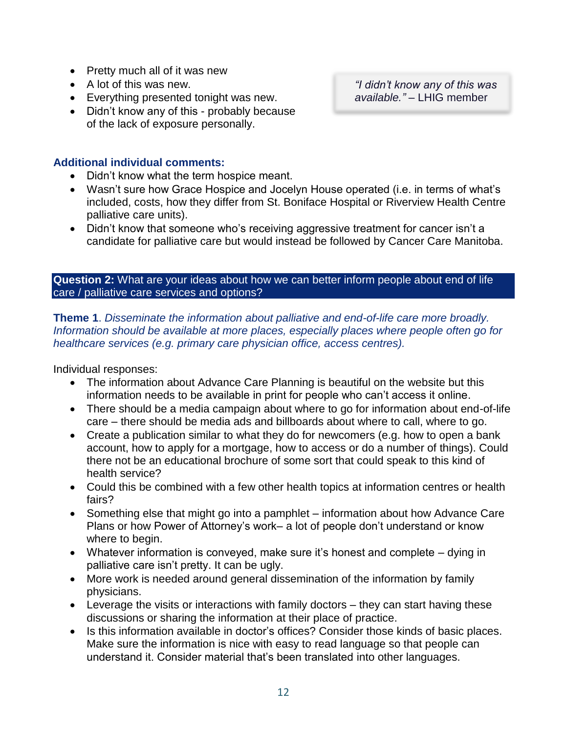- Pretty much all of it was new
- A lot of this was new.
- Everything presented tonight was new.
- Didn't know any of this - probably because of the lack of exposure personally.

> *"I didn't know any of this was available."* – LHIG member

**Additional individual comments:**

- Didn't know what the term hospice meant.
- Wasn't sure how Grace Hospice and Jocelyn House operated (i.e. in terms of what's included, costs, how they differ from St. Boniface Hospital or Riverview Health Centre palliative care units).
- Didn't know that someone who's receiving aggressive treatment for cancer isn't a candidate for palliative care but would instead be followed by Cancer Care Manitoba.

**Question 2:** What are your ideas about how we can better inform people about end of life care / palliative care services and options?

**Theme 1**. *Disseminate the information about palliative and end-of-life care more broadly. Information should be available at more places, especially places where people often go for healthcare services (e.g. primary care physician office, access centres).*

Individual responses:

- The information about Advance Care Planning is beautiful on the website but this information needs to be available in print for people who can't access it online.
- There should be a media campaign about where to go for information about end-of-life care – there should be media ads and billboards about where to call, where to go.
- Create a publication similar to what they do for newcomers (e.g. how to open a bank account, how to apply for a mortgage, how to access or do a number of things). Could there not be an educational brochure of some sort that could speak to this kind of health service?
- Could this be combined with a few other health topics at information centres or health fairs?
- Something else that might go into a pamphlet – information about how Advance Care Plans or how Power of Attorney's work– a lot of people don't understand or know where to begin.
- Whatever information is conveyed, make sure it's honest and complete – dying in palliative care isn't pretty. It can be ugly.
- More work is needed around general dissemination of the information by family physicians.
- Leverage the visits or interactions with family doctors – they can start having these discussions or sharing the information at their place of practice.
- Is this information available in doctor's offices? Consider those kinds of basic places. Make sure the information is nice with easy to read language so that people can understand it. Consider material that's been translated into other languages.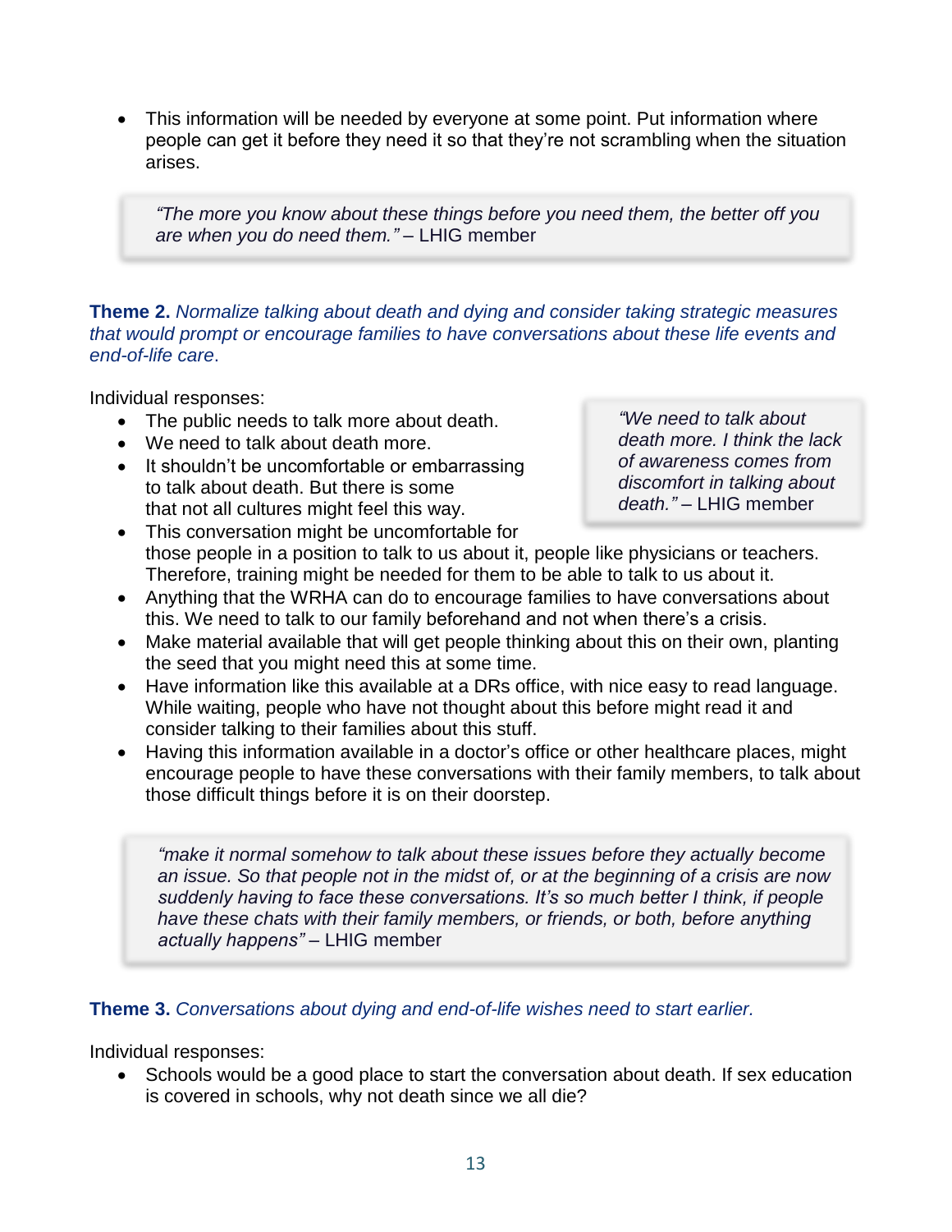- This information will be needed by everyone at some point. Put information where people can get it before they need it so that they're not scrambling when the situation arises.

> *"The more you know about these things before you need them, the better off you are when you do need them."* – LHIG member

**Theme 2.** *Normalize talking about death and dying and consider taking strategic measures that would prompt or encourage families to have conversations about these life events and end-of-life care.*

Individual responses:

- The public needs to talk more about death.
- We need to talk about death more.
- It shouldn't be uncomfortable or embarrassing to talk about death. But there is some that not all cultures might feel this way.
- This conversation might be uncomfortable for those people in a position to talk to us about it, people like physicians or teachers. Therefore, training might be needed for them to be able to talk to us about it.
- Anything that the WRHA can do to encourage families to have conversations about this. We need to talk to our family beforehand and not when there's a crisis.
- Make material available that will get people thinking about this on their own, planting the seed that you might need this at some time.
- Have information like this available at a DRs office, with nice easy to read language. While waiting, people who have not thought about this before might read it and consider talking to their families about this stuff.
- Having this information available in a doctor's office or other healthcare places, might encourage people to have these conversations with their family members, to talk about those difficult things before it is on their doorstep.

> *"We need to talk about death more. I think the lack of awareness comes from discomfort in talking about death."* – LHIG member

> *"make it normal somehow to talk about these issues before they actually become an issue. So that people not in the midst of, or at the beginning of a crisis are now suddenly having to face these conversations. It's so much better I think, if people have these chats with their family members, or friends, or both, before anything actually happens"* – LHIG member

**Theme 3.** *Conversations about dying and end-of-life wishes need to start earlier.*

Individual responses:

- Schools would be a good place to start the conversation about death. If sex education is covered in schools, why not death since we all die?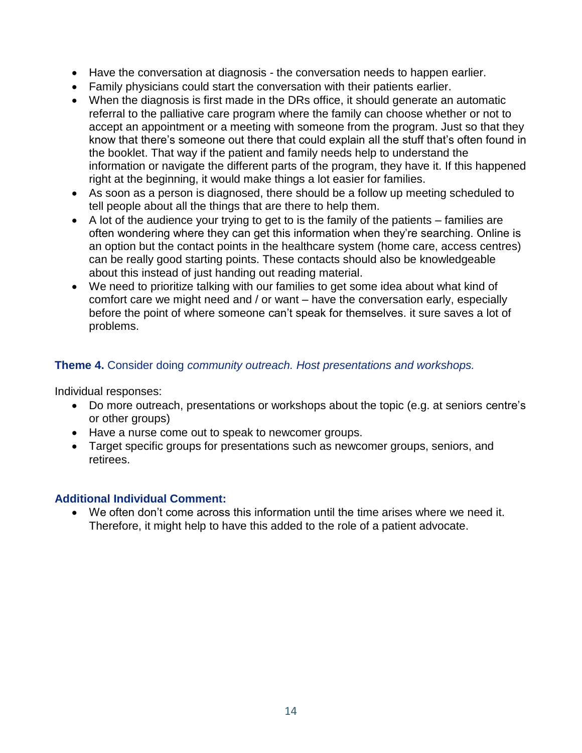- Have the conversation at diagnosis - the conversation needs to happen earlier.
- Family physicians could start the conversation with their patients earlier.
- When the diagnosis is first made in the DRs office, it should generate an automatic referral to the palliative care program where the family can choose whether or not to accept an appointment or a meeting with someone from the program. Just so that they know that there's someone out there that could explain all the stuff that's often found in the booklet. That way if the patient and family needs help to understand the information or navigate the different parts of the program, they have it. If this happened right at the beginning, it would make things a lot easier for families.
- As soon as a person is diagnosed, there should be a follow up meeting scheduled to tell people about all the things that are there to help them.
- A lot of the audience your trying to get to is the family of the patients – families are often wondering where they can get this information when they're searching. Online is an option but the contact points in the healthcare system (home care, access centres) can be really good starting points. These contacts should also be knowledgeable about this instead of just handing out reading material.
- We need to prioritize talking with our families to get some idea about what kind of comfort care we might need and / or want – have the conversation early, especially before the point of where someone can't speak for themselves. it sure saves a lot of problems.

### **Theme 4.** Consider doing *community outreach. Host presentations and workshops.*

Individual responses:

- Do more outreach, presentations or workshops about the topic (e.g. at seniors centre's or other groups)
- Have a nurse come out to speak to newcomer groups.
- Target specific groups for presentations such as newcomer groups, seniors, and retirees.

### **Additional Individual Comment:**

- We often don't come across this information until the time arises where we need it. Therefore, it might help to have this added to the role of a patient advocate.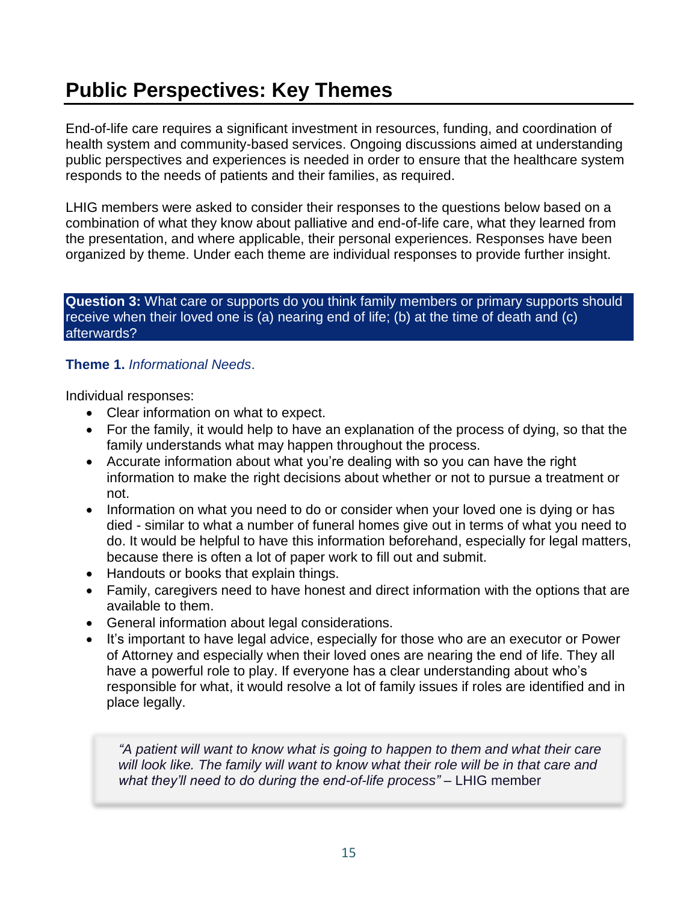# Public Perspectives: Key Themes

End-of-life care requires a significant investment in resources, funding, and coordination of health system and community-based services. Ongoing discussions aimed at understanding public perspectives and experiences is needed in order to ensure that the healthcare system responds to the needs of patients and their families, as required.

LHIG members were asked to consider their responses to the questions below based on a combination of what they know about palliative and end-of-life care, what they learned from the presentation, and where applicable, their personal experiences. Responses have been organized by theme. Under each theme are individual responses to provide further insight.

**Question 3:** What care or supports do you think family members or primary supports should receive when their loved one is (a) nearing end of life; (b) at the time of death and (c) afterwards?

**Theme 1.** *Informational Needs*.

Individual responses:

- Clear information on what to expect.
- For the family, it would help to have an explanation of the process of dying, so that the family understands what may happen throughout the process.
- Accurate information about what you're dealing with so you can have the right information to make the right decisions about whether or not to pursue a treatment or not.
- Information on what you need to do or consider when your loved one is dying or has died - similar to what a number of funeral homes give out in terms of what you need to do. It would be helpful to have this information beforehand, especially for legal matters, because there is often a lot of paper work to fill out and submit.
- Handouts or books that explain things.
- Family, caregivers need to have honest and direct information with the options that are available to them.
- General information about legal considerations.
- It's important to have legal advice, especially for those who are an executor or Power of Attorney and especially when their loved ones are nearing the end of life. They all have a powerful role to play. If everyone has a clear understanding about who's responsible for what, it would resolve a lot of family issues if roles are identified and in place legally.

> *"A patient will want to know what is going to happen to them and what their care will look like. The family will want to know what their role will be in that care and what they'll need to do during the end-of-life process"* – LHIG member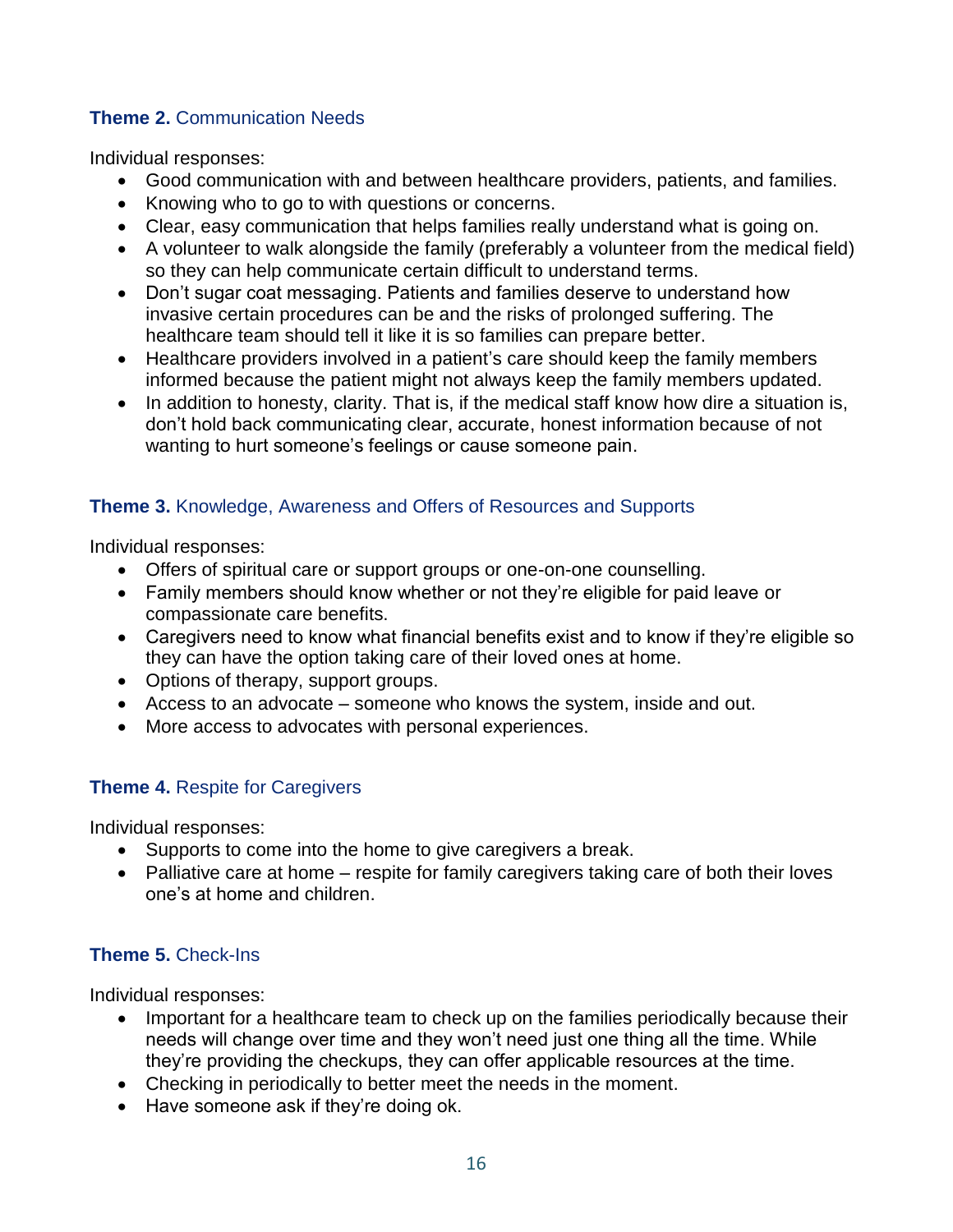### **Theme 2.** Communication Needs

Individual responses:

- Good communication with and between healthcare providers, patients, and families.
- Knowing who to go to with questions or concerns.
- Clear, easy communication that helps families really understand what is going on.
- A volunteer to walk alongside the family (preferably a volunteer from the medical field) so they can help communicate certain difficult to understand terms.
- Don't sugar coat messaging. Patients and families deserve to understand how invasive certain procedures can be and the risks of prolonged suffering. The healthcare team should tell it like it is so families can prepare better.
- Healthcare providers involved in a patient's care should keep the family members informed because the patient might not always keep the family members updated.
- In addition to honesty, clarity. That is, if the medical staff know how dire a situation is, don't hold back communicating clear, accurate, honest information because of not wanting to hurt someone's feelings or cause someone pain.

### **Theme 3.** Knowledge, Awareness and Offers of Resources and Supports

Individual responses:

- Offers of spiritual care or support groups or one-on-one counselling.
- Family members should know whether or not they're eligible for paid leave or compassionate care benefits.
- Caregivers need to know what financial benefits exist and to know if they're eligible so they can have the option taking care of their loved ones at home.
- Options of therapy, support groups.
- Access to an advocate – someone who knows the system, inside and out.
- More access to advocates with personal experiences.

### **Theme 4.** Respite for Caregivers

Individual responses:

- Supports to come into the home to give caregivers a break.
- Palliative care at home – respite for family caregivers taking care of both their loves one's at home and children.

### **Theme 5.** Check-Ins

Individual responses:

- Important for a healthcare team to check up on the families periodically because their needs will change over time and they won't need just one thing all the time. While they're providing the checkups, they can offer applicable resources at the time.
- Checking in periodically to better meet the needs in the moment.
- Have someone ask if they're doing ok.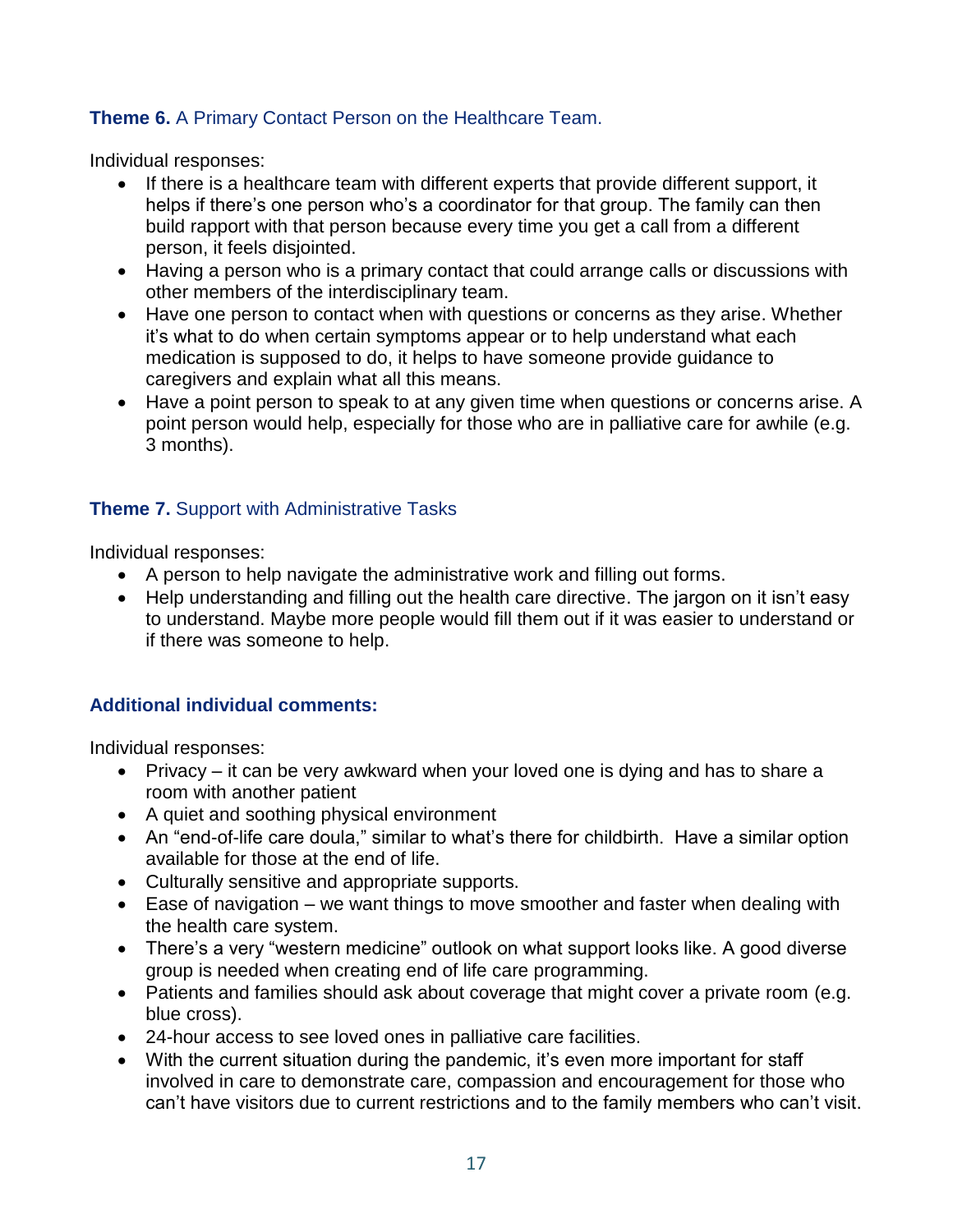### **Theme 6.** A Primary Contact Person on the Healthcare Team.

Individual responses:

- If there is a healthcare team with different experts that provide different support, it helps if there's one person who's a coordinator for that group. The family can then build rapport with that person because every time you get a call from a different person, it feels disjointed.
- Having a person who is a primary contact that could arrange calls or discussions with other members of the interdisciplinary team.
- Have one person to contact when with questions or concerns as they arise. Whether it's what to do when certain symptoms appear or to help understand what each medication is supposed to do, it helps to have someone provide guidance to caregivers and explain what all this means.
- Have a point person to speak to at any given time when questions or concerns arise. A point person would help, especially for those who are in palliative care for awhile (e.g. 3 months).

### **Theme 7.** Support with Administrative Tasks

Individual responses:

- A person to help navigate the administrative work and filling out forms.
- Help understanding and filling out the health care directive. The jargon on it isn't easy to understand. Maybe more people would fill them out if it was easier to understand or if there was someone to help.

### **Additional individual comments:**

Individual responses:

- Privacy – it can be very awkward when your loved one is dying and has to share a room with another patient
- A quiet and soothing physical environment
- An "end-of-life care doula," similar to what's there for childbirth. Have a similar option available for those at the end of life.
- Culturally sensitive and appropriate supports.
- Ease of navigation – we want things to move smoother and faster when dealing with the health care system.
- There's a very "western medicine" outlook on what support looks like. A good diverse group is needed when creating end of life care programming.
- Patients and families should ask about coverage that might cover a private room (e.g. blue cross).
- 24-hour access to see loved ones in palliative care facilities.
- With the current situation during the pandemic, it's even more important for staff involved in care to demonstrate care, compassion and encouragement for those who can't have visitors due to current restrictions and to the family members who can't visit.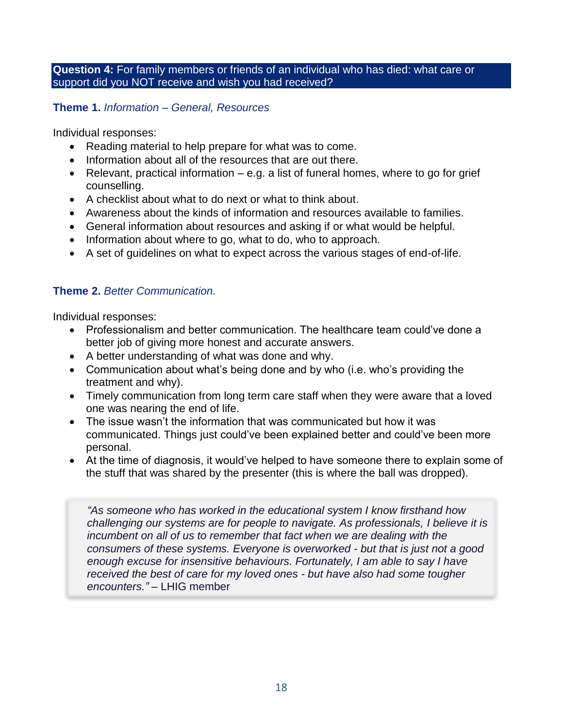**Question 4:** For family members or friends of an individual who has died: what care or support did you NOT receive and wish you had received?

**Theme 1.** *Information – General, Resources*

Individual responses:

- Reading material to help prepare for what was to come.
- Information about all of the resources that are out there.
- Relevant, practical information – e.g. a list of funeral homes, where to go for grief counselling.
- A checklist about what to do next or what to think about.
- Awareness about the kinds of information and resources available to families.
- General information about resources and asking if or what would be helpful.
- Information about where to go, what to do, who to approach.
- A set of guidelines on what to expect across the various stages of end-of-life.

**Theme 2.** *Better Communication.*

Individual responses:

- Professionalism and better communication. The healthcare team could've done a better job of giving more honest and accurate answers.
- A better understanding of what was done and why.
- Communication about what's being done and by who (i.e. who's providing the treatment and why).
- Timely communication from long term care staff when they were aware that a loved one was nearing the end of life.
- The issue wasn't the information that was communicated but how it was communicated. Things just could've been explained better and could've been more personal.
- At the time of diagnosis, it would've helped to have someone there to explain some of the stuff that was shared by the presenter (this is where the ball was dropped).

> *"As someone who has worked in the educational system I know firsthand how challenging our systems are for people to navigate. As professionals, I believe it is incumbent on all of us to remember that fact when we are dealing with the consumers of these systems. Everyone is overworked - but that is just not a good enough excuse for insensitive behaviours. Fortunately, I am able to say I have received the best of care for my loved ones - but have also had some tougher encounters."* – LHIG member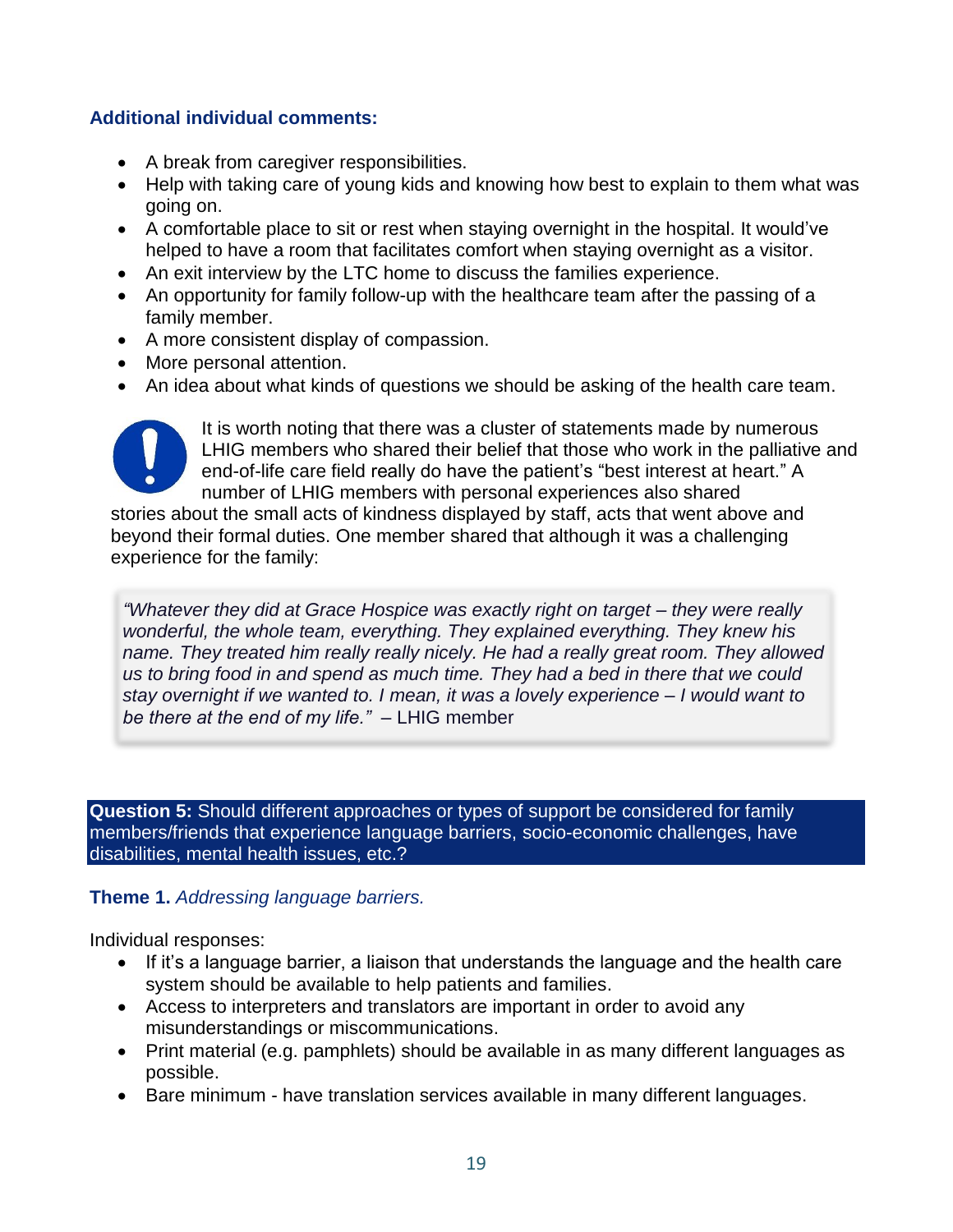**Additional individual comments:**

- A break from caregiver responsibilities.
- Help with taking care of young kids and knowing how best to explain to them what was going on.
- A comfortable place to sit or rest when staying overnight in the hospital. It would've helped to have a room that facilitates comfort when staying overnight as a visitor.
- An exit interview by the LTC home to discuss the families experience.
- An opportunity for family follow-up with the healthcare team after the passing of a family member.
- A more consistent display of compassion.
- More personal attention.
- An idea about what kinds of questions we should be asking of the health care team.

It is worth noting that there was a cluster of statements made by numerous LHIG members who shared their belief that those who work in the palliative and end-of-life care field really do have the patient's "best interest at heart." A number of LHIG members with personal experiences also shared stories about the small acts of kindness displayed by staff, acts that went above and beyond their formal duties. One member shared that although it was a challenging experience for the family:

> *"Whatever they did at Grace Hospice was exactly right on target – they were really wonderful, the whole team, everything. They explained everything. They knew his name. They treated him really really nicely. He had a really great room. They allowed us to bring food in and spend as much time. They had a bed in there that we could stay overnight if we wanted to. I mean, it was a lovely experience – I would want to be there at the end of my life."* – LHIG member

**Question 5:** Should different approaches or types of support be considered for family members/friends that experience language barriers, socio-economic challenges, have disabilities, mental health issues, etc.?

**Theme 1.** *Addressing language barriers.*

Individual responses:

- If it's a language barrier, a liaison that understands the language and the health care system should be available to help patients and families.
- Access to interpreters and translators are important in order to avoid any misunderstandings or miscommunications.
- Print material (e.g. pamphlets) should be available in as many different languages as possible.
- Bare minimum - have translation services available in many different languages.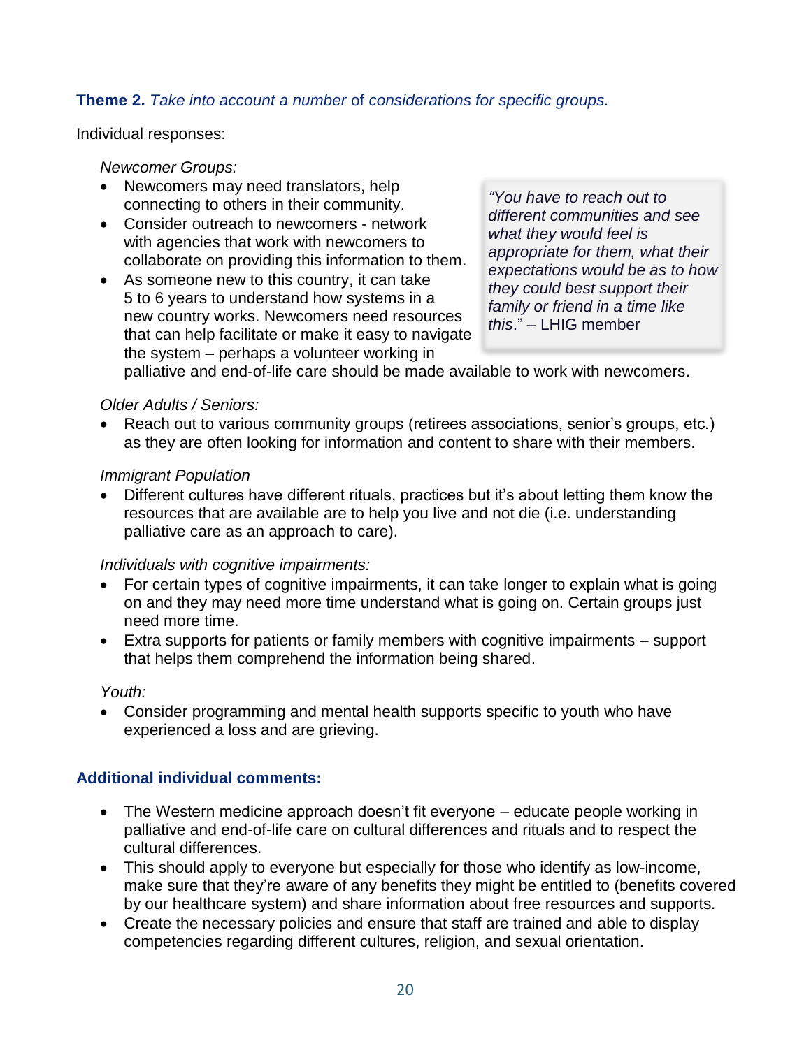**Theme 2.** *Take into account a number* of *considerations for specific groups.*

Individual responses:

*Newcomer Groups:*

- Newcomers may need translators, help connecting to others in their community.
- Consider outreach to newcomers - network with agencies that work with newcomers to collaborate on providing this information to them.
- As someone new to this country, it can take 5 to 6 years to understand how systems in a new country works. Newcomers need resources that can help facilitate or make it easy to navigate the system – perhaps a volunteer working in palliative and end-of-life care should be made available to work with newcomers.

> *"You have to reach out to different communities and see what they would feel is appropriate for them, what their expectations would be as to how they could best support their family or friend in a time like this*." – LHIG member

*Older Adults / Seniors:*

- Reach out to various community groups (retirees associations, senior's groups, etc.) as they are often looking for information and content to share with their members.

*Immigrant Population*

- Different cultures have different rituals, practices but it's about letting them know the resources that are available are to help you live and not die (i.e. understanding palliative care as an approach to care).

*Individuals with cognitive impairments:*

- For certain types of cognitive impairments, it can take longer to explain what is going on and they may need more time understand what is going on. Certain groups just need more time.
- Extra supports for patients or family members with cognitive impairments – support that helps them comprehend the information being shared.

*Youth:*

- Consider programming and mental health supports specific to youth who have experienced a loss and are grieving.

**Additional individual comments:**

- The Western medicine approach doesn't fit everyone – educate people working in palliative and end-of-life care on cultural differences and rituals and to respect the cultural differences.
- This should apply to everyone but especially for those who identify as low-income, make sure that they're aware of any benefits they might be entitled to (benefits covered by our healthcare system) and share information about free resources and supports.
- Create the necessary policies and ensure that staff are trained and able to display competencies regarding different cultures, religion, and sexual orientation.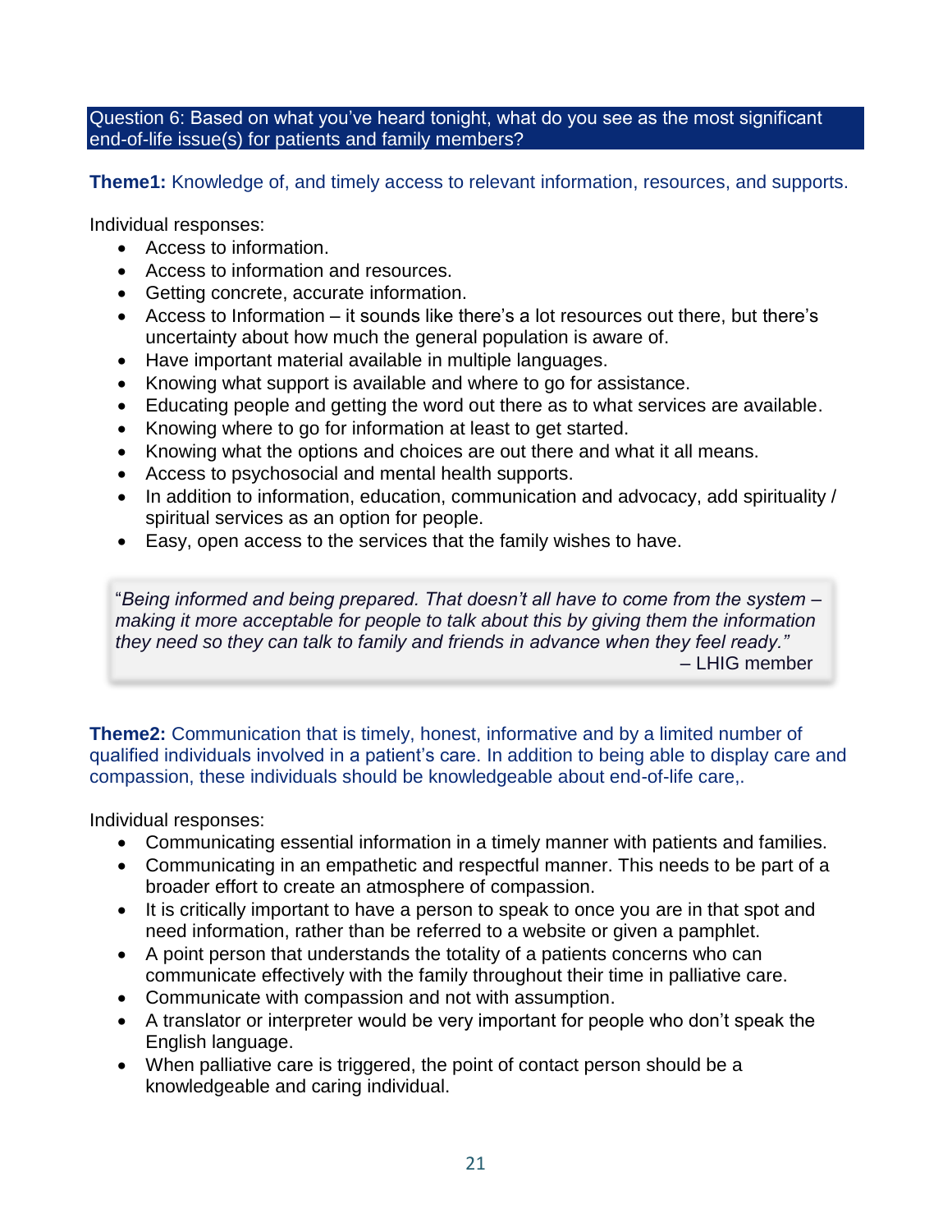## Question 6: Based on what you've heard tonight, what do you see as the most significant end-of-life issue(s) for patients and family members?

**Theme1:** Knowledge of, and timely access to relevant information, resources, and supports.

Individual responses:

- Access to information.
- Access to information and resources.
- Getting concrete, accurate information.
- Access to Information – it sounds like there's a lot resources out there, but there's uncertainty about how much the general population is aware of.
- Have important material available in multiple languages.
- Knowing what support is available and where to go for assistance.
- Educating people and getting the word out there as to what services are available.
- Knowing where to go for information at least to get started.
- Knowing what the options and choices are out there and what it all means.
- Access to psychosocial and mental health supports.
- In addition to information, education, communication and advocacy, add spirituality / spiritual services as an option for people.
- Easy, open access to the services that the family wishes to have.

> "*Being informed and being prepared. That doesn't all have to come from the system – making it more acceptable for people to talk about this by giving them the information they need so they can talk to family and friends in advance when they feel ready."*
>
> – LHIG member

**Theme2:** Communication that is timely, honest, informative and by a limited number of qualified individuals involved in a patient's care. In addition to being able to display care and compassion, these individuals should be knowledgeable about end-of-life care,.

Individual responses:

- Communicating essential information in a timely manner with patients and families.
- Communicating in an empathetic and respectful manner. This needs to be part of a broader effort to create an atmosphere of compassion.
- It is critically important to have a person to speak to once you are in that spot and need information, rather than be referred to a website or given a pamphlet.
- A point person that understands the totality of a patients concerns who can communicate effectively with the family throughout their time in palliative care.
- Communicate with compassion and not with assumption.
- A translator or interpreter would be very important for people who don't speak the English language.
- When palliative care is triggered, the point of contact person should be a knowledgeable and caring individual.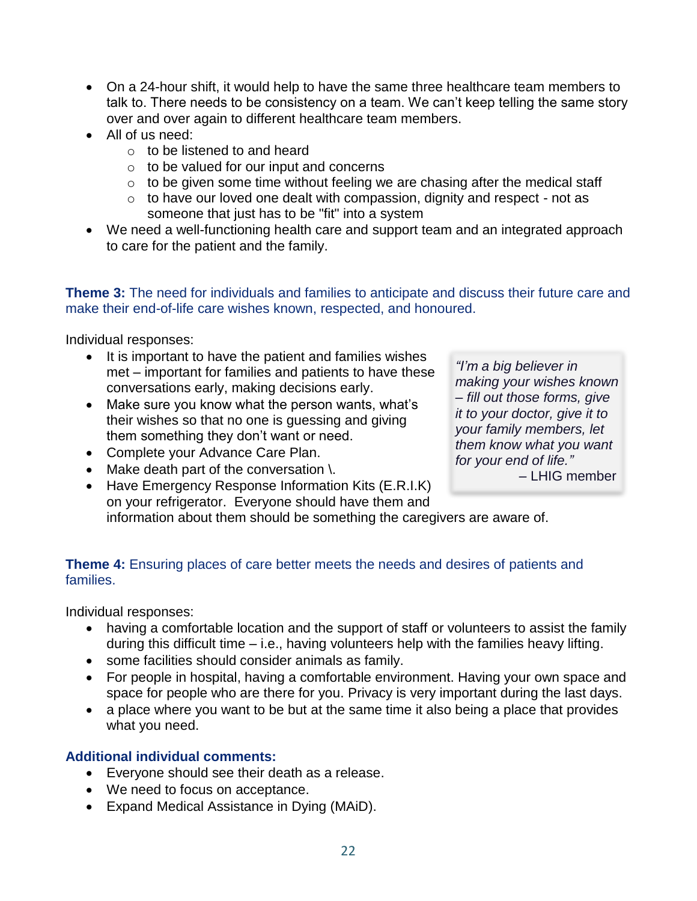- On a 24-hour shift, it would help to have the same three healthcare team members to talk to. There needs to be consistency on a team. We can't keep telling the same story over and over again to different healthcare team members.
- All of us need:
  - to be listened to and heard
  - to be valued for our input and concerns
  - to be given some time without feeling we are chasing after the medical staff
  - to have our loved one dealt with compassion, dignity and respect - not as someone that just has to be "fit" into a system
- We need a well-functioning health care and support team and an integrated approach to care for the patient and the family.

**Theme 3:** The need for individuals and families to anticipate and discuss their future care and make their end-of-life care wishes known, respected, and honoured.

Individual responses:

- It is important to have the patient and families wishes met – important for families and patients to have these conversations early, making decisions early.
- Make sure you know what the person wants, what's their wishes so that no one is guessing and giving them something they don't want or need.
- Complete your Advance Care Plan.
- Make death part of the conversation \.
- Have Emergency Response Information Kits (E.R.I.K) on your refrigerator. Everyone should have them and information about them should be something the caregivers are aware of.

> *"I'm a big believer in making your wishes known – fill out those forms, give it to your doctor, give it to your family members, let them know what you want for your end of life."*
>
> – LHIG member

**Theme 4:** Ensuring places of care better meets the needs and desires of patients and families.

Individual responses:

- having a comfortable location and the support of staff or volunteers to assist the family during this difficult time – i.e., having volunteers help with the families heavy lifting.
- some facilities should consider animals as family.
- For people in hospital, having a comfortable environment. Having your own space and space for people who are there for you. Privacy is very important during the last days.
- a place where you want to be but at the same time it also being a place that provides what you need.

**Additional individual comments:**

- Everyone should see their death as a release.
- We need to focus on acceptance.
- Expand Medical Assistance in Dying (MAiD).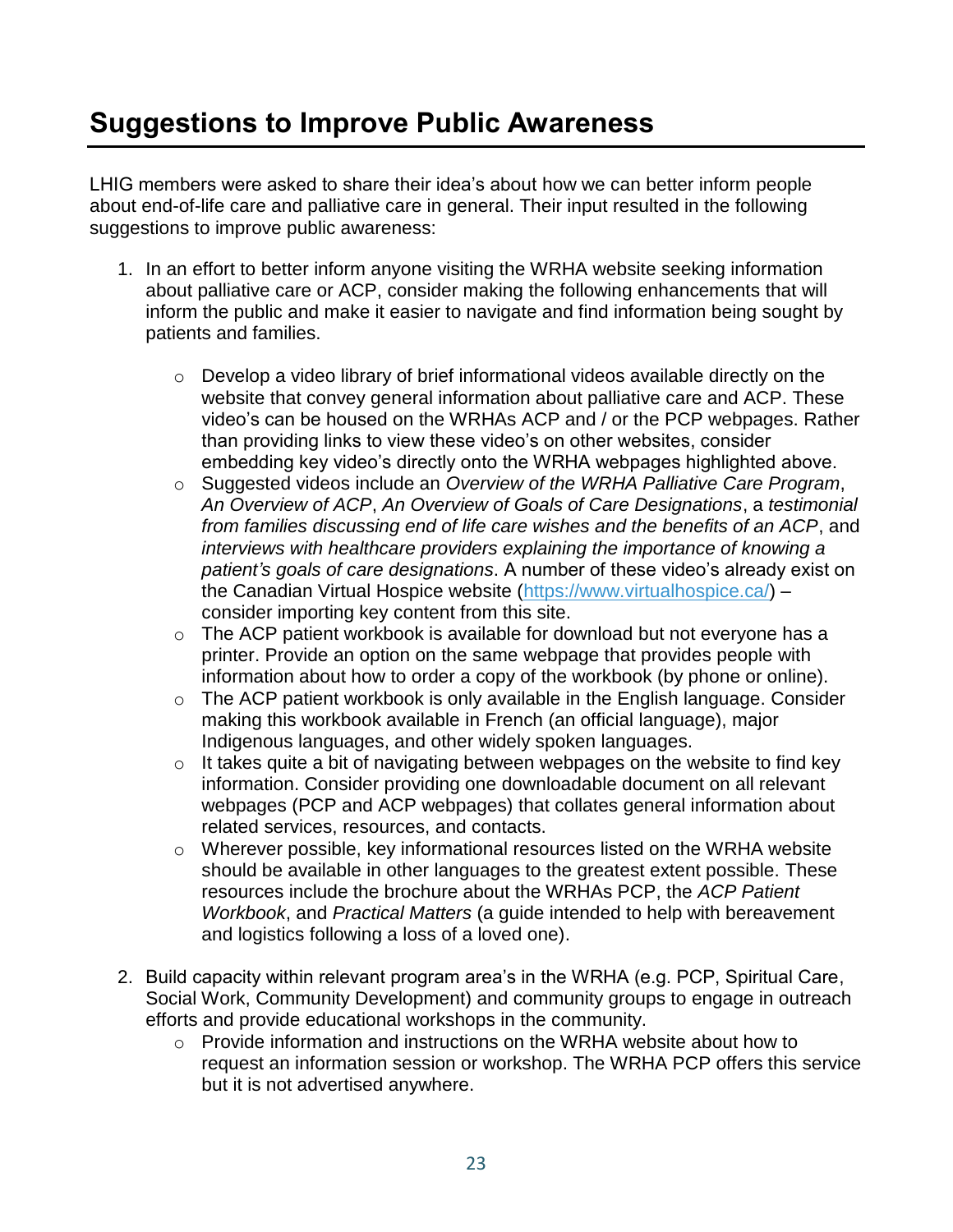## Suggestions to Improve Public Awareness

LHIG members were asked to share their idea's about how we can better inform people about end-of-life care and palliative care in general. Their input resulted in the following suggestions to improve public awareness:

1. In an effort to better inform anyone visiting the WRHA website seeking information about palliative care or ACP, consider making the following enhancements that will inform the public and make it easier to navigate and find information being sought by patients and families.
   - Develop a video library of brief informational videos available directly on the website that convey general information about palliative care and ACP. These video's can be housed on the WRHAs ACP and / or the PCP webpages. Rather than providing links to view these video's on other websites, consider embedding key video's directly onto the WRHA webpages highlighted above.
   - Suggested videos include an *Overview of the WRHA Palliative Care Program*, *An Overview of ACP*, *An Overview of Goals of Care Designations*, a *testimonial from families discussing end of life care wishes and the benefits of an ACP*, and *interviews with healthcare providers explaining the importance of knowing a patient's goals of care designations*. A number of these video's already exist on the Canadian Virtual Hospice website (https://www.virtualhospice.ca/) – consider importing key content from this site.
   - The ACP patient workbook is available for download but not everyone has a printer. Provide an option on the same webpage that provides people with information about how to order a copy of the workbook (by phone or online).
   - The ACP patient workbook is only available in the English language. Consider making this workbook available in French (an official language), major Indigenous languages, and other widely spoken languages.
   - It takes quite a bit of navigating between webpages on the website to find key information. Consider providing one downloadable document on all relevant webpages (PCP and ACP webpages) that collates general information about related services, resources, and contacts.
   - Wherever possible, key informational resources listed on the WRHA website should be available in other languages to the greatest extent possible. These resources include the brochure about the WRHAs PCP, the *ACP Patient Workbook*, and *Practical Matters* (a guide intended to help with bereavement and logistics following a loss of a loved one).

2. Build capacity within relevant program area's in the WRHA (e.g. PCP, Spiritual Care, Social Work, Community Development) and community groups to engage in outreach efforts and provide educational workshops in the community.
   - Provide information and instructions on the WRHA website about how to request an information session or workshop. The WRHA PCP offers this service but it is not advertised anywhere.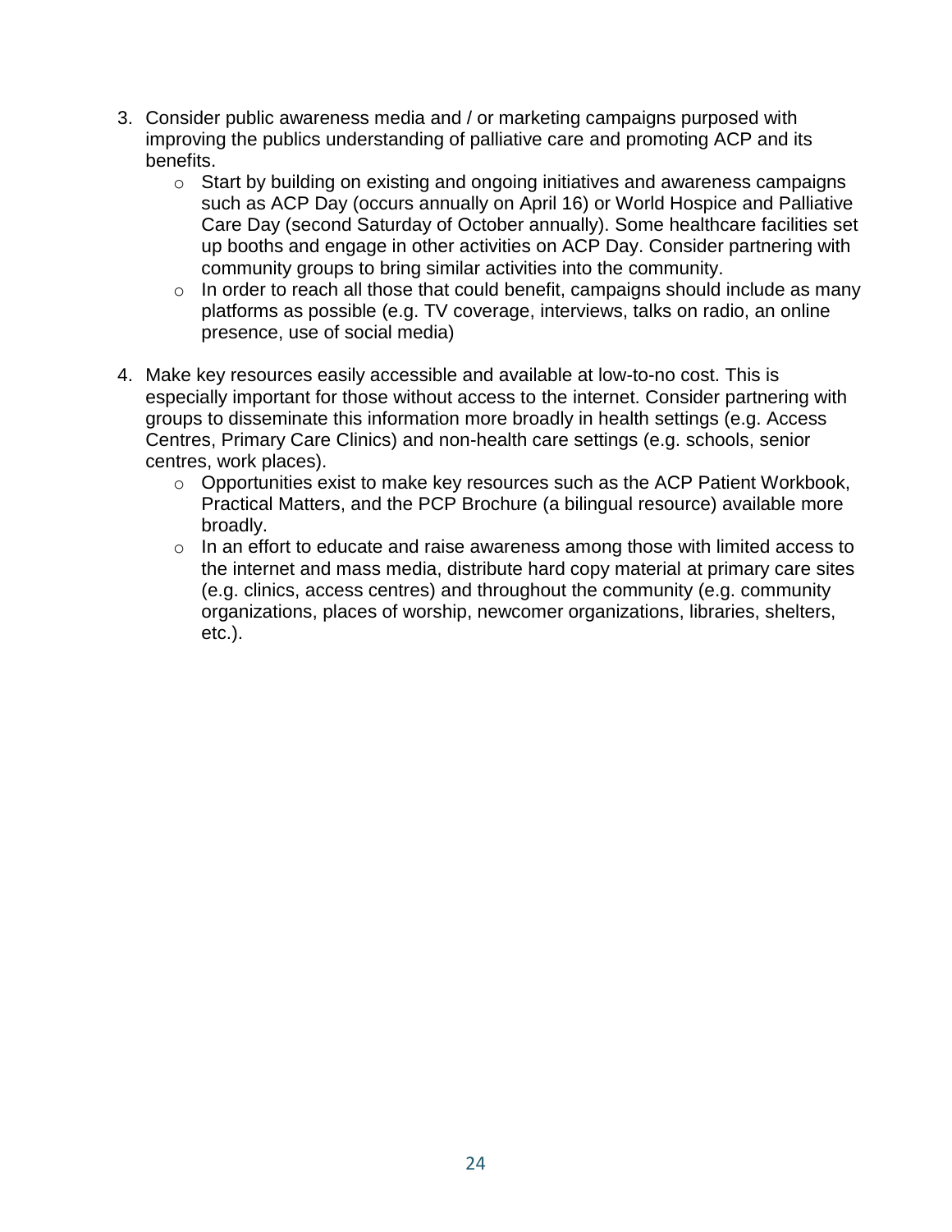3. Consider public awareness media and / or marketing campaigns purposed with improving the publics understanding of palliative care and promoting ACP and its benefits.
    - Start by building on existing and ongoing initiatives and awareness campaigns such as ACP Day (occurs annually on April 16) or World Hospice and Palliative Care Day (second Saturday of October annually). Some healthcare facilities set up booths and engage in other activities on ACP Day. Consider partnering with community groups to bring similar activities into the community.
    - In order to reach all those that could benefit, campaigns should include as many platforms as possible (e.g. TV coverage, interviews, talks on radio, an online presence, use of social media)

4. Make key resources easily accessible and available at low-to-no cost. This is especially important for those without access to the internet. Consider partnering with groups to disseminate this information more broadly in health settings (e.g. Access Centres, Primary Care Clinics) and non-health care settings (e.g. schools, senior centres, work places).
    - Opportunities exist to make key resources such as the ACP Patient Workbook, Practical Matters, and the PCP Brochure (a bilingual resource) available more broadly.
    - In an effort to educate and raise awareness among those with limited access to the internet and mass media, distribute hard copy material at primary care sites (e.g. clinics, access centres) and throughout the community (e.g. community organizations, places of worship, newcomer organizations, libraries, shelters, etc.).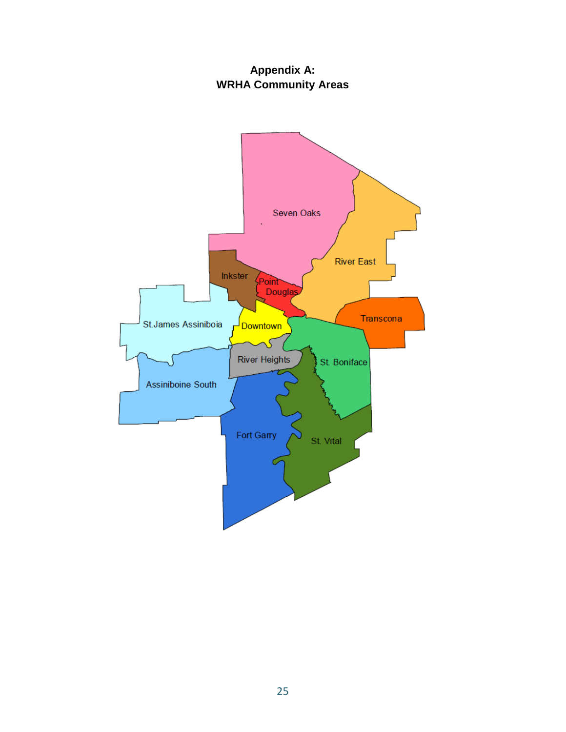# Appendix A:
# WRHA Community Areas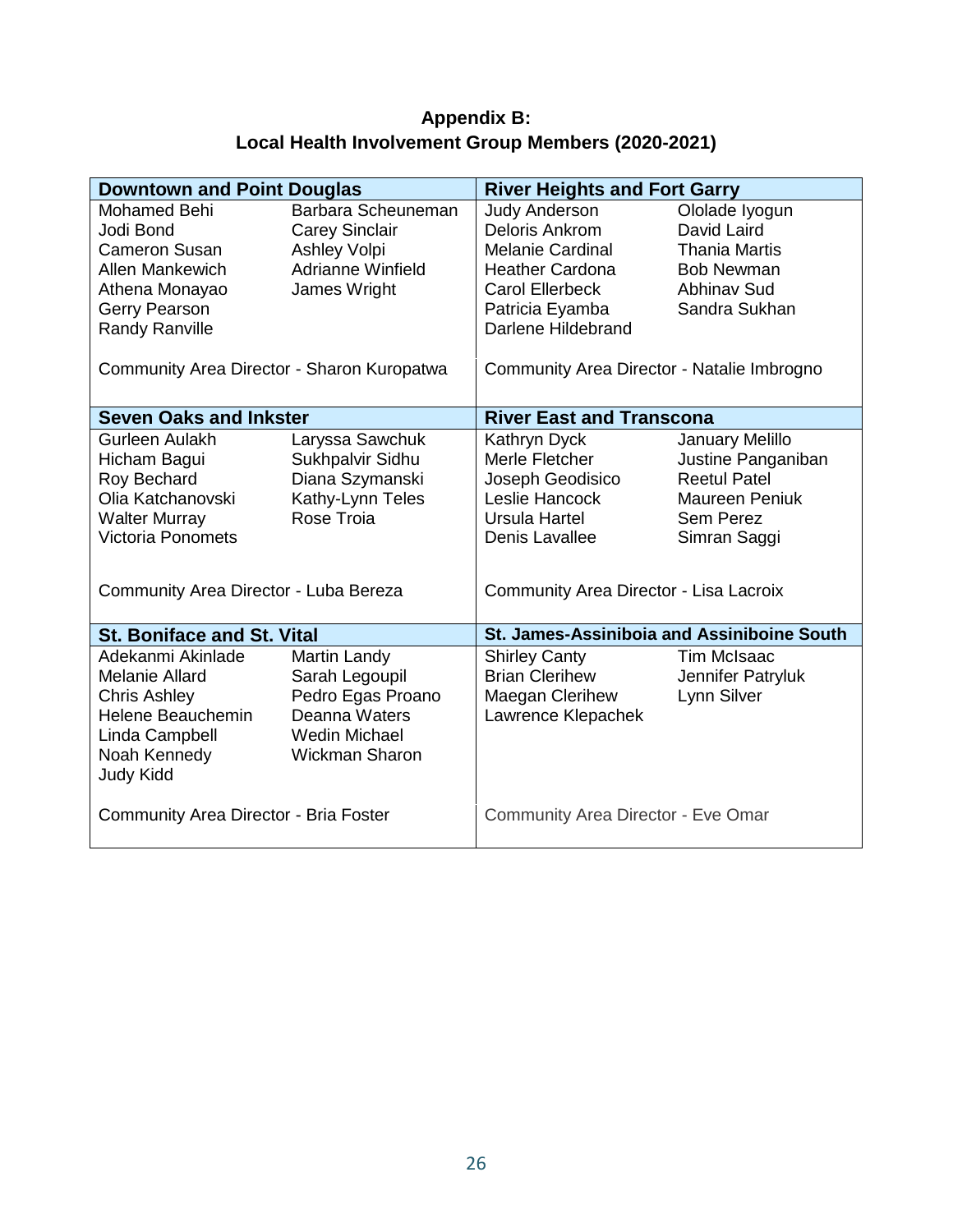**Appendix B:**
**Local Health Involvement Group Members (2020-2021)**

| **Downtown and Point Douglas** | | **River Heights and Fort Garry** | |
|---|---|---|---|
| Mohamed Behi | Barbara Scheuneman | Judy Anderson | Ololade Iyogun |
| Jodi Bond | Carey Sinclair | Deloris Ankrom | David Laird |
| Cameron Susan | Ashley Volpi | Melanie Cardinal | Thania Martis |
| Allen Mankewich | Adrianne Winfield | Heather Cardona | Bob Newman |
| Athena Monayao | James Wright | Carol Ellerbeck | Abhinav Sud |
| Gerry Pearson | | Patricia Eyamba | Sandra Sukhan |
| Randy Ranville | | Darlene Hildebrand | |
| Community Area Director - Sharon Kuropatwa | | Community Area Director - Natalie Imbrogno | |
| **Seven Oaks and Inkster** | | **River East and Transcona** | |
| Gurleen Aulakh | Laryssa Sawchuk | Kathryn Dyck | January Melillo |
| Hicham Bagui | Sukhpalvir Sidhu | Merle Fletcher | Justine Panganiban |
| Roy Bechard | Diana Szymanski | Joseph Geodisico | Reetul Patel |
| Olia Katchanovski | Kathy-Lynn Teles | Leslie Hancock | Maureen Peniuk |
| Walter Murray | Rose Troia | Ursula Hartel | Sem Perez |
| Victoria Ponomets | | Denis Lavallee | Simran Saggi |
| Community Area Director - Luba Bereza | | Community Area Director - Lisa Lacroix | |
| **St. Boniface and St. Vital** | | **St. James-Assiniboia and Assiniboine South** | |
| Adekanmi Akinlade | Martin Landy | Shirley Canty | Tim McIsaac |
| Melanie Allard | Sarah Legoupil | Brian Clerihew | Jennifer Patryluk |
| Chris Ashley | Pedro Egas Proano | Maegan Clerihew | Lynn Silver |
| Helene Beauchemin | Deanna Waters | Lawrence Klepachek | |
| Linda Campbell | Wedin Michael | | |
| Noah Kennedy | Wickman Sharon | | |
| Judy Kidd | | | |
| Community Area Director - Bria Foster | | Community Area Director - Eve Omar | |